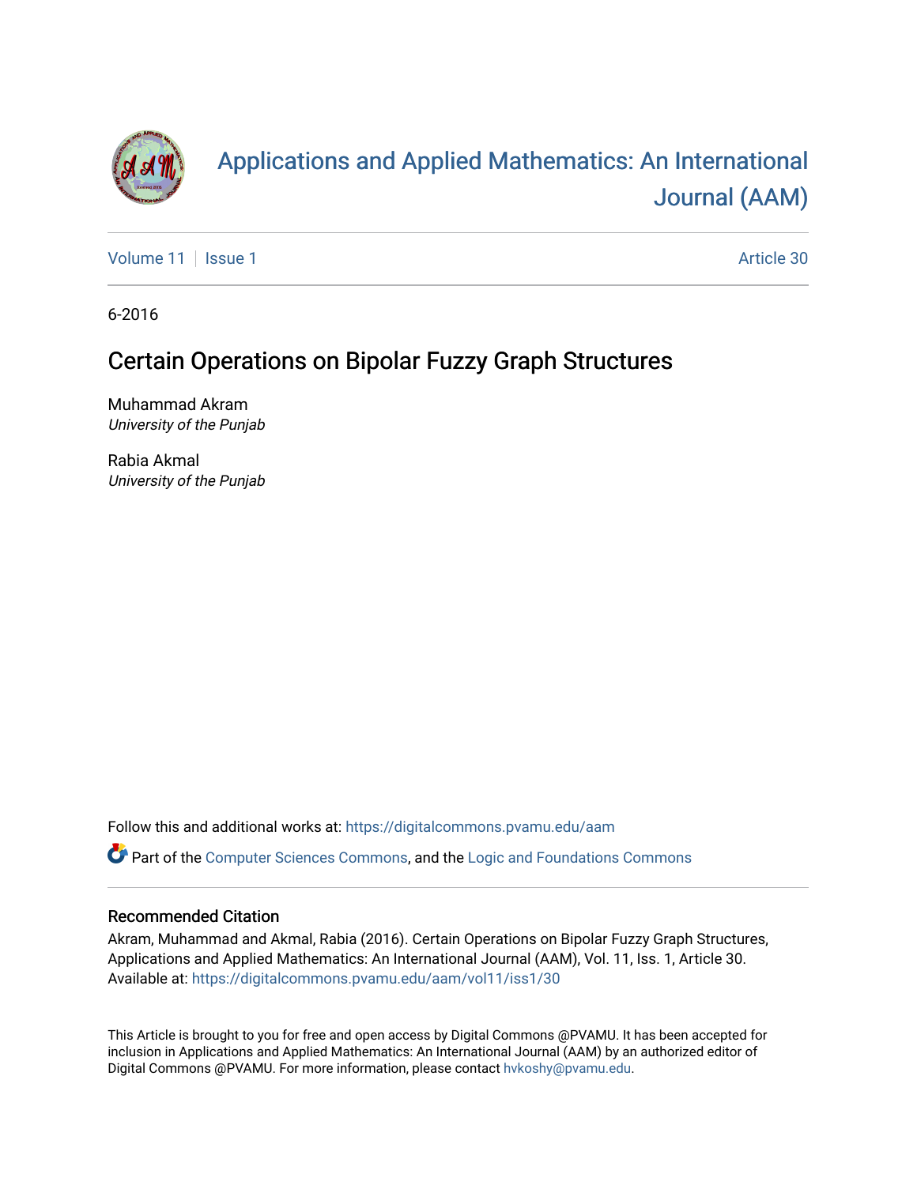# Applications and Applied Mathematics: An International Journal (AAM)

Volume 11 | Issue 1 | Article 30

6-2016

## Certain Operations on Bipolar Fuzzy Graph Structures

Muhammad Akram
*University of the Punjab*

Rabia Akmal
*University of the Punjab*

Follow this and additional works at: https://digitalcommons.pvamu.edu/aam

Part of the Computer Sciences Commons, and the Logic and Foundations Commons

### Recommended Citation

Akram, Muhammad and Akmal, Rabia (2016). Certain Operations on Bipolar Fuzzy Graph Structures, Applications and Applied Mathematics: An International Journal (AAM), Vol. 11, Iss. 1, Article 30. Available at: https://digitalcommons.pvamu.edu/aam/vol11/iss1/30

This Article is brought to you for free and open access by Digital Commons @PVAMU. It has been accepted for inclusion in Applications and Applied Mathematics: An International Journal (AAM) by an authorized editor of Digital Commons @PVAMU. For more information, please contact hvkoshy@pvamu.edu.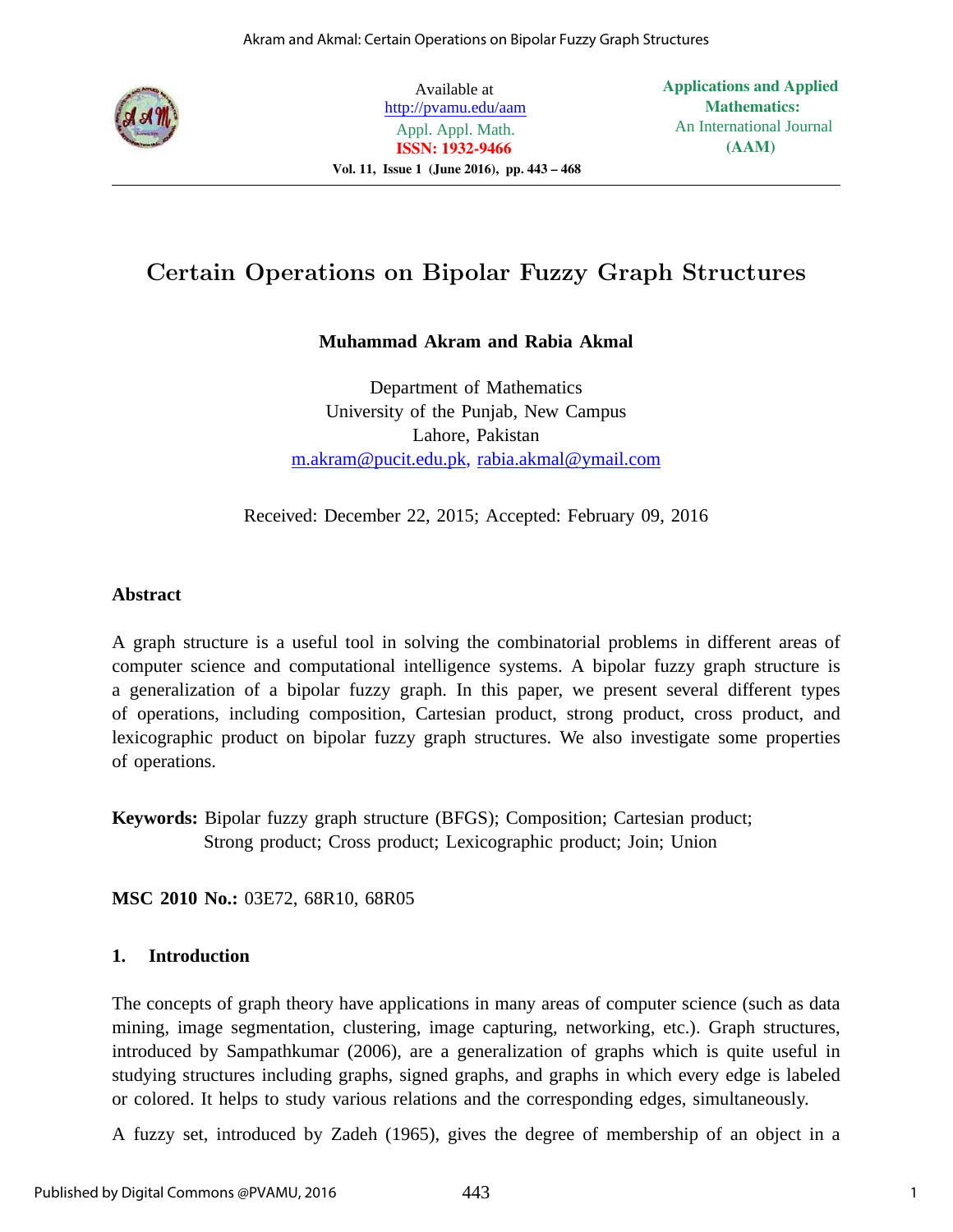Available at
http://pvamu.edu/aam
Appl. Appl. Math.
**ISSN: 1932-9466**

**Applications and Applied Mathematics:**
An International Journal
**(AAM)**

# Certain Operations on Bipolar Fuzzy Graph Structures

**Muhammad Akram and Rabia Akmal**

Department of Mathematics
University of the Punjab, New Campus
Lahore, Pakistan
m.akram@pucit.edu.pk, rabia.akmal@ymail.com

Received: December 22, 2015; Accepted: February 09, 2016

### Abstract

A graph structure is a useful tool in solving the combinatorial problems in different areas of computer science and computational intelligence systems. A bipolar fuzzy graph structure is a generalization of a bipolar fuzzy graph. In this paper, we present several different types of operations, including composition, Cartesian product, strong product, cross product, and lexicographic product on bipolar fuzzy graph structures. We also investigate some properties of operations.

**Keywords:** Bipolar fuzzy graph structure (BFGS); Composition; Cartesian product; Strong product; Cross product; Lexicographic product; Join; Union

**MSC 2010 No.:** 03E72, 68R10, 68R05

## 1. Introduction

The concepts of graph theory have applications in many areas of computer science (such as data mining, image segmentation, clustering, image capturing, networking, etc.). Graph structures, introduced by Sampathkumar (2006), are a generalization of graphs which is quite useful in studying structures including graphs, signed graphs, and graphs in which every edge is labeled or colored. It helps to study various relations and the corresponding edges, simultaneously.

A fuzzy set, introduced by Zadeh (1965), gives the degree of membership of an object in a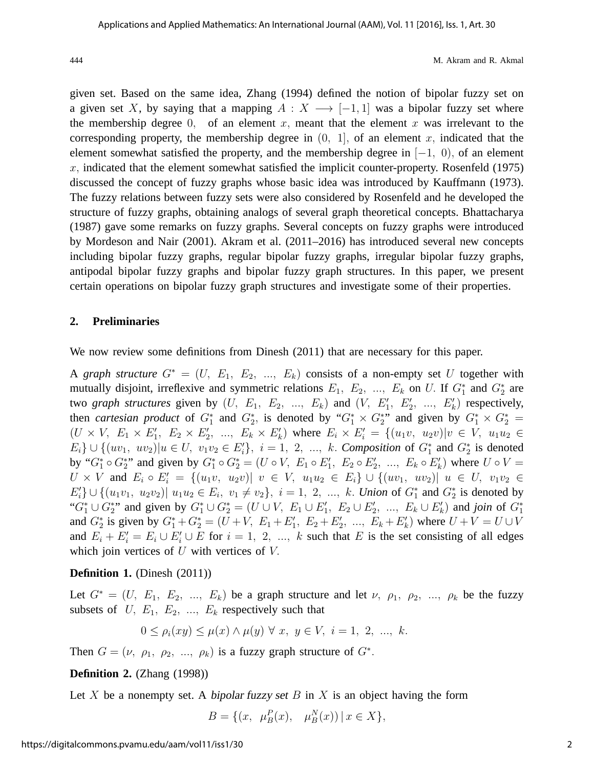given set. Based on the same idea, Zhang (1994) defined the notion of bipolar fuzzy set on a given set $X$, by saying that a mapping $A : X \longrightarrow [-1, 1]$ was a bipolar fuzzy set where the membership degree $0,$ of an element $x$, meant that the element $x$ was irrelevant to the corresponding property, the membership degree in $(0,\ 1]$, of an element $x$, indicated that the element somewhat satisfied the property, and the membership degree in $[-1,\ 0)$, of an element $x$, indicated that the element somewhat satisfied the implicit counter-property. Rosenfeld (1975) discussed the concept of fuzzy graphs whose basic idea was introduced by Kauffmann (1973). The fuzzy relations between fuzzy sets were also considered by Rosenfeld and he developed the structure of fuzzy graphs, obtaining analogs of several graph theoretical concepts. Bhattacharya (1987) gave some remarks on fuzzy graphs. Several concepts on fuzzy graphs were introduced by Mordeson and Nair (2001). Akram et al. (2011–2016) has introduced several new concepts including bipolar fuzzy graphs, regular bipolar fuzzy graphs, irregular bipolar fuzzy graphs, antipodal bipolar fuzzy graphs and bipolar fuzzy graph structures. In this paper, we present certain operations on bipolar fuzzy graph structures and investigate some of their properties.

## 2. Preliminaries

We now review some definitions from Dinesh (2011) that are necessary for this paper.

A *graph structure* $G^* = (U,\ E_1,\ E_2,\ ...,\ E_k)$ consists of a non-empty set $U$ together with mutually disjoint, irreflexive and symmetric relations $E_1,\ E_2,\ ...,\ E_k$ on $U$. If $G_1^*$ and $G_2^*$ are two *graph structures* given by $(U,\ E_1,\ E_2,\ ...,\ E_k)$ and $(V,\ E_1',\ E_2',\ ...,\ E_k')$ respectively, then *cartesian product* of $G_1^*$ and $G_2^*$, is denoted by "$G_1^* \times G_2^*$" and given by $G_1^* \times G_2^* = (U \times V,\ E_1 \times E_1',\ E_2 \times E_2',\ ...,\ E_k \times E_k')$ where $E_i \times E_i' = \{(u_1v,\ u_2v)|v \in V,\ u_1u_2 \in E_i\} \cup \{(uv_1,\ uv_2)|u \in U,\ v_1v_2 \in E_i'\},\ i = 1,\ 2,\ ...,\ k$. *Composition* of $G_1^*$ and $G_2^*$ is denoted by "$G_1^* \circ G_2^*$" and given by $G_1^* \circ G_2^* = (U \circ V,\ E_1 \circ E_1',\ E_2 \circ E_2',\ ...,\ E_k \circ E_k')$ where $U \circ V = U \times V$ and $E_i \circ E_i' = \{(u_1v,\ u_2v)|\ v \in V,\ u_1u_2 \in E_i\} \cup \{(uv_1,\ uv_2)|\ u \in U,\ v_1v_2 \in E_i'\} \cup \{(u_1v_1,\ u_2v_2)|\ u_1u_2 \in E_i,\ v_1 \neq v_2\},\ i = 1,\ 2,\ ...,\ k$. *Union* of $G_1^*$ and $G_2^*$ is denoted by "$G_1^* \cup G_2^*$" and given by $G_1^* \cup G_2^* = (U \cup V,\ E_1 \cup E_1',\ E_2 \cup E_2',\ ...,\ E_k \cup E_k')$ and *join* of $G_1^*$ and $G_2^*$ is given by $G_1^* + G_2^* = (U + V,\ E_1 + E_1',\ E_2 + E_2',\ ...,\ E_k + E_k')$ where $U + V = U \cup V$ and $E_i + E_i' = E_i \cup E_i' \cup E$ for $i = 1,\ 2,\ ...,\ k$ such that $E$ is the set consisting of all edges which join vertices of $U$ with vertices of $V$.

**Definition 1.** (Dinesh (2011))

Let $G^* = (U,\ E_1,\ E_2,\ ...,\ E_k)$ be a graph structure and let $\nu,\ \rho_1,\ \rho_2,\ ...,\ \rho_k$ be the fuzzy subsets of $U,\ E_1,\ E_2,\ ...,\ E_k$ respectively such that

$$0 \leq \rho_i(xy) \leq \mu(x) \wedge \mu(y)\ \forall\ x,\ y \in V,\ i = 1,\ 2,\ ...,\ k.$$

Then $G = (\nu,\ \rho_1,\ \rho_2,\ ...,\ \rho_k)$ is a fuzzy graph structure of $G^*$.

**Definition 2.** (Zhang (1998))

Let $X$ be a nonempty set. A *bipolar fuzzy set* $B$ in $X$ is an object having the form

$$B = \{(x,\ \mu_B^P(x),\quad \mu_B^N(x))\,|\,x \in X\},$$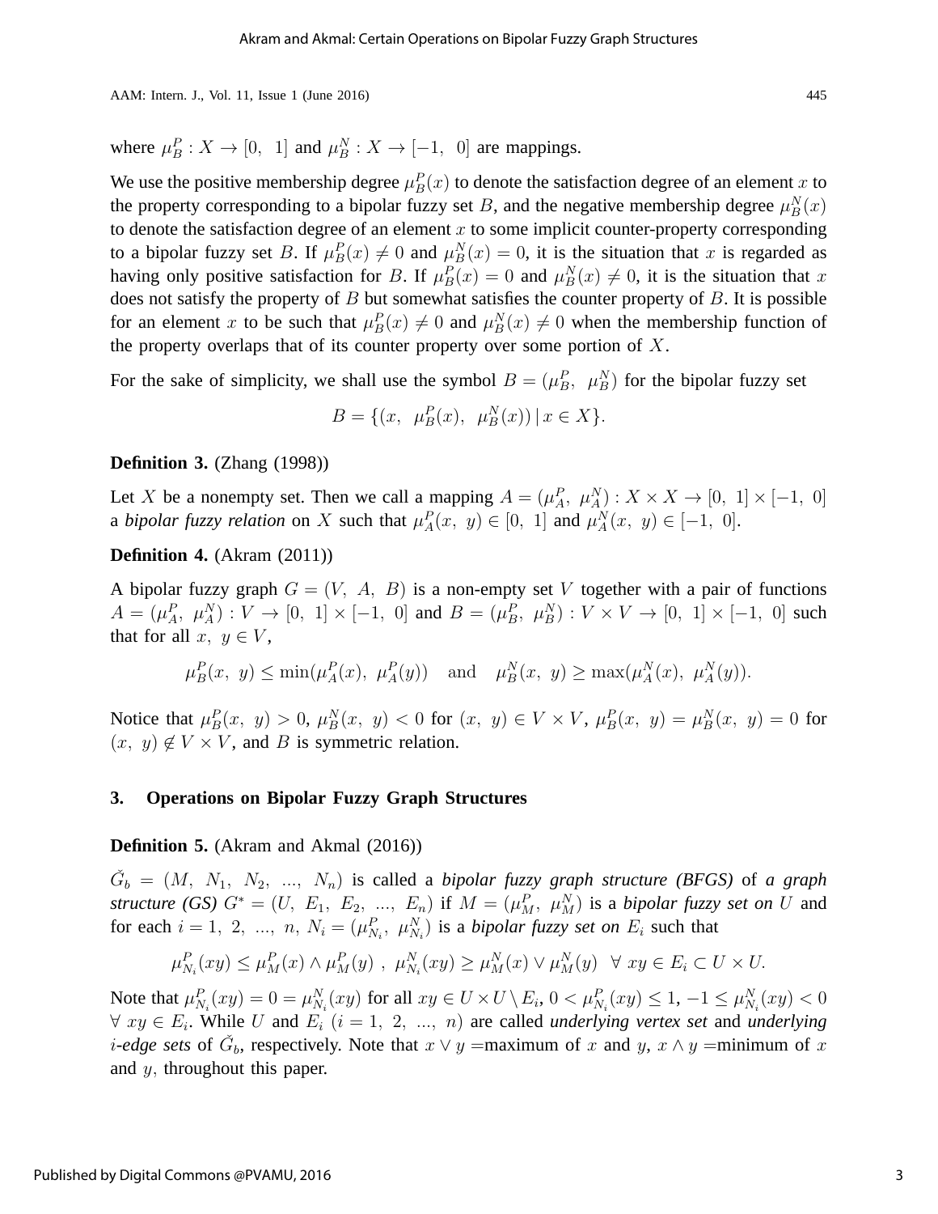where $\mu_B^P : X \to [0,\ 1]$ and $\mu_B^N : X \to [-1,\ 0]$ are mappings.

We use the positive membership degree $\mu_B^P(x)$ to denote the satisfaction degree of an element $x$ to the property corresponding to a bipolar fuzzy set $B$, and the negative membership degree $\mu_B^N(x)$ to denote the satisfaction degree of an element $x$ to some implicit counter-property corresponding to a bipolar fuzzy set $B$. If $\mu_B^P(x) \neq 0$ and $\mu_B^N(x) = 0$, it is the situation that $x$ is regarded as having only positive satisfaction for $B$. If $\mu_B^P(x) = 0$ and $\mu_B^N(x) \neq 0$, it is the situation that $x$ does not satisfy the property of $B$ but somewhat satisfies the counter property of $B$. It is possible for an element $x$ to be such that $\mu_B^P(x) \neq 0$ and $\mu_B^N(x) \neq 0$ when the membership function of the property overlaps that of its counter property over some portion of $X$.

For the sake of simplicity, we shall use the symbol $B = (\mu_B^P,\ \mu_B^N)$ for the bipolar fuzzy set

$$B = \{(x,\ \mu_B^P(x),\ \mu_B^N(x)) \,|\, x \in X\}.$$

**Definition 3.** (Zhang (1998))

Let $X$ be a nonempty set. Then we call a mapping $A = (\mu_A^P,\ \mu_A^N) : X \times X \to [0,\ 1] \times [-1,\ 0]$ a *bipolar fuzzy relation* on $X$ such that $\mu_A^P(x,\ y) \in [0,\ 1]$ and $\mu_A^N(x,\ y) \in [-1,\ 0]$.

**Definition 4.** (Akram (2011))

A bipolar fuzzy graph $G = (V,\ A,\ B)$ is a non-empty set $V$ together with a pair of functions $A = (\mu_A^P,\ \mu_A^N) : V \to [0,\ 1] \times [-1,\ 0]$ and $B = (\mu_B^P,\ \mu_B^N) : V \times V \to [0,\ 1] \times [-1,\ 0]$ such that for all $x,\ y \in V$,

$$\mu_B^P(x,\ y) \leq \min(\mu_A^P(x),\ \mu_A^P(y)) \quad \text{and} \quad \mu_B^N(x,\ y) \geq \max(\mu_A^N(x),\ \mu_A^N(y)).$$

Notice that $\mu_B^P(x,\ y) > 0$, $\mu_B^N(x,\ y) < 0$ for $(x,\ y) \in V \times V$, $\mu_B^P(x,\ y) = \mu_B^N(x,\ y) = 0$ for $(x,\ y) \notin V \times V$, and $B$ is symmetric relation.

## 3. Operations on Bipolar Fuzzy Graph Structures

**Definition 5.** (Akram and Akmal (2016))

$\check{G}_b = (M,\ N_1,\ N_2,\ \ldots,\ N_n)$ is called a ***bipolar fuzzy graph structure (BFGS)*** of ***a graph structure (GS)*** $G^* = (U,\ E_1,\ E_2,\ \ldots,\ E_n)$ if $M = (\mu_M^P,\ \mu_M^N)$ is a ***bipolar fuzzy set on*** $U$ and for each $i = 1,\ 2,\ \ldots,\ n$, $N_i = (\mu_{N_i}^P,\ \mu_{N_i}^N)$ is a ***bipolar fuzzy set on*** $E_i$ such that

$$\mu_{N_i}^P(xy) \leq \mu_M^P(x) \wedge \mu_M^P(y)\ ,\ \mu_{N_i}^N(xy) \geq \mu_M^N(x) \vee \mu_M^N(y) \ \ \forall\ xy \in E_i \subset U \times U.$$

Note that $\mu_{N_i}^P(xy) = 0 = \mu_{N_i}^N(xy)$ for all $xy \in U \times U \setminus E_i$, $0 < \mu_{N_i}^P(xy) \leq 1$, $-1 \leq \mu_{N_i}^N(xy) < 0$ $\forall\ xy \in E_i$. While $U$ and $E_i$ $(i = 1,\ 2,\ \ldots,\ n)$ are called *underlying vertex set* and *underlying $i$-edge sets* of $\check{G}_b$, respectively. Note that $x \vee y =$maximum of $x$ and $y$, $x \wedge y =$minimum of $x$ and $y$, throughout this paper.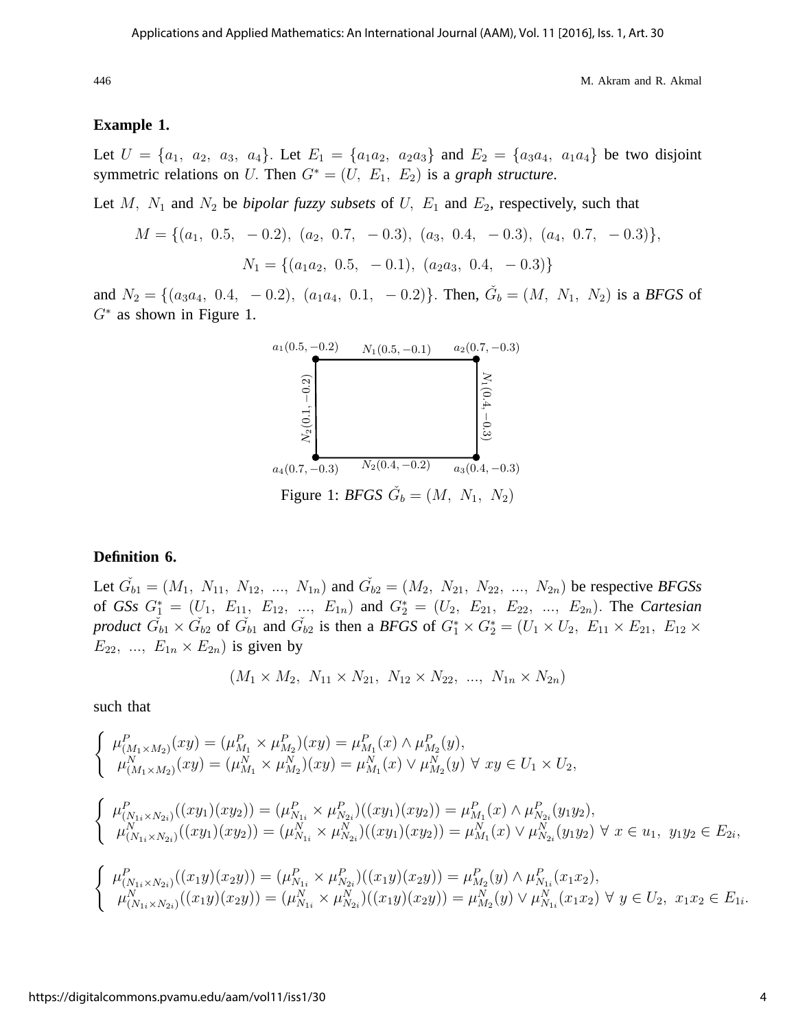**Example 1.**

Let $U = \{a_1,\ a_2,\ a_3,\ a_4\}$. Let $E_1 = \{a_1a_2,\ a_2a_3\}$ and $E_2 = \{a_3a_4,\ a_1a_4\}$ be two disjoint symmetric relations on $U$. Then $G^* = (U,\ E_1,\ E_2)$ is a *graph structure*.

Let $M,\ N_1$ and $N_2$ be *bipolar fuzzy subsets* of $U,\ E_1$ and $E_2$, respectively, such that

$$M = \{(a_1,\ 0.5,\ -0.2),\ (a_2,\ 0.7,\ -0.3),\ (a_3,\ 0.4,\ -0.3),\ (a_4,\ 0.7,\ -0.3)\},$$

$$N_1 = \{(a_1a_2,\ 0.5,\ -0.1),\ (a_2a_3,\ 0.4,\ -0.3)\}$$

and $N_2 = \{(a_3a_4,\ 0.4,\ -0.2),\ (a_1a_4,\ 0.1,\ -0.2)\}$. Then, $\check{G}_b = (M,\ N_1,\ N_2)$ is a *BFGS* of $G^*$ as shown in Figure 1.

Figure 1: *BFGS* $\check{G}_b = (M,\ N_1,\ N_2)$

**Definition 6.**

Let $\check{G}_{b1} = (M_1,\ N_{11},\ N_{12},\ ...,\ N_{1n})$ and $\check{G}_{b2} = (M_2,\ N_{21},\ N_{22},\ ...,\ N_{2n})$ be respective *BFGSs* of *GSs* $G_1^* = (U_1,\ E_{11},\ E_{12},\ ...,\ E_{1n})$ and $G_2^* = (U_2,\ E_{21},\ E_{22},\ ...,\ E_{2n})$. The *Cartesian product* $\check{G}_{b1} \times \check{G}_{b2}$ of $\check{G}_{b1}$ and $\check{G}_{b2}$ is then a *BFGS* of $G_1^* \times G_2^* = (U_1 \times U_2,\ E_{11} \times E_{21},\ E_{12} \times E_{22},\ ...,\ E_{1n} \times E_{2n})$ is given by

$$(M_1 \times M_2,\ N_{11} \times N_{21},\ N_{12} \times N_{22},\ ...,\ N_{1n} \times N_{2n})$$

such that

$$\begin{cases} \mu^P_{(M_1 \times M_2)}(xy) = (\mu^P_{M_1} \times \mu^P_{M_2})(xy) = \mu^P_{M_1}(x) \wedge \mu^P_{M_2}(y), \\ \mu^N_{(M_1 \times M_2)}(xy) = (\mu^N_{M_1} \times \mu^N_{M_2})(xy) = \mu^N_{M_1}(x) \vee \mu^N_{M_2}(y)\ \forall\ xy \in U_1 \times U_2, \end{cases}$$

$$\begin{cases} \mu^P_{(N_{1i} \times N_{2i})}((xy_1)(xy_2)) = (\mu^P_{N_{1i}} \times \mu^P_{N_{2i}})((xy_1)(xy_2)) = \mu^P_{M_1}(x) \wedge \mu^P_{N_{2i}}(y_1y_2), \\ \mu^N_{(N_{1i} \times N_{2i})}((xy_1)(xy_2)) = (\mu^N_{N_{1i}} \times \mu^N_{N_{2i}})((xy_1)(xy_2)) = \mu^N_{M_1}(x) \vee \mu^N_{N_{2i}}(y_1y_2)\ \forall\ x \in u_1,\ y_1y_2 \in E_{2i}, \end{cases}$$

$$\begin{cases} \mu^P_{(N_{1i} \times N_{2i})}((x_1y)(x_2y)) = (\mu^P_{N_{1i}} \times \mu^P_{N_{2i}})((x_1y)(x_2y)) = \mu^P_{M_2}(y) \wedge \mu^P_{N_{1i}}(x_1x_2), \\ \mu^N_{(N_{1i} \times N_{2i})}((x_1y)(x_2y)) = (\mu^N_{N_{1i}} \times \mu^N_{N_{2i}})((x_1y)(x_2y)) = \mu^N_{M_2}(y) \vee \mu^N_{N_{1i}}(x_1x_2)\ \forall\ y \in U_2,\ x_1x_2 \in E_{1i}. \end{cases}$$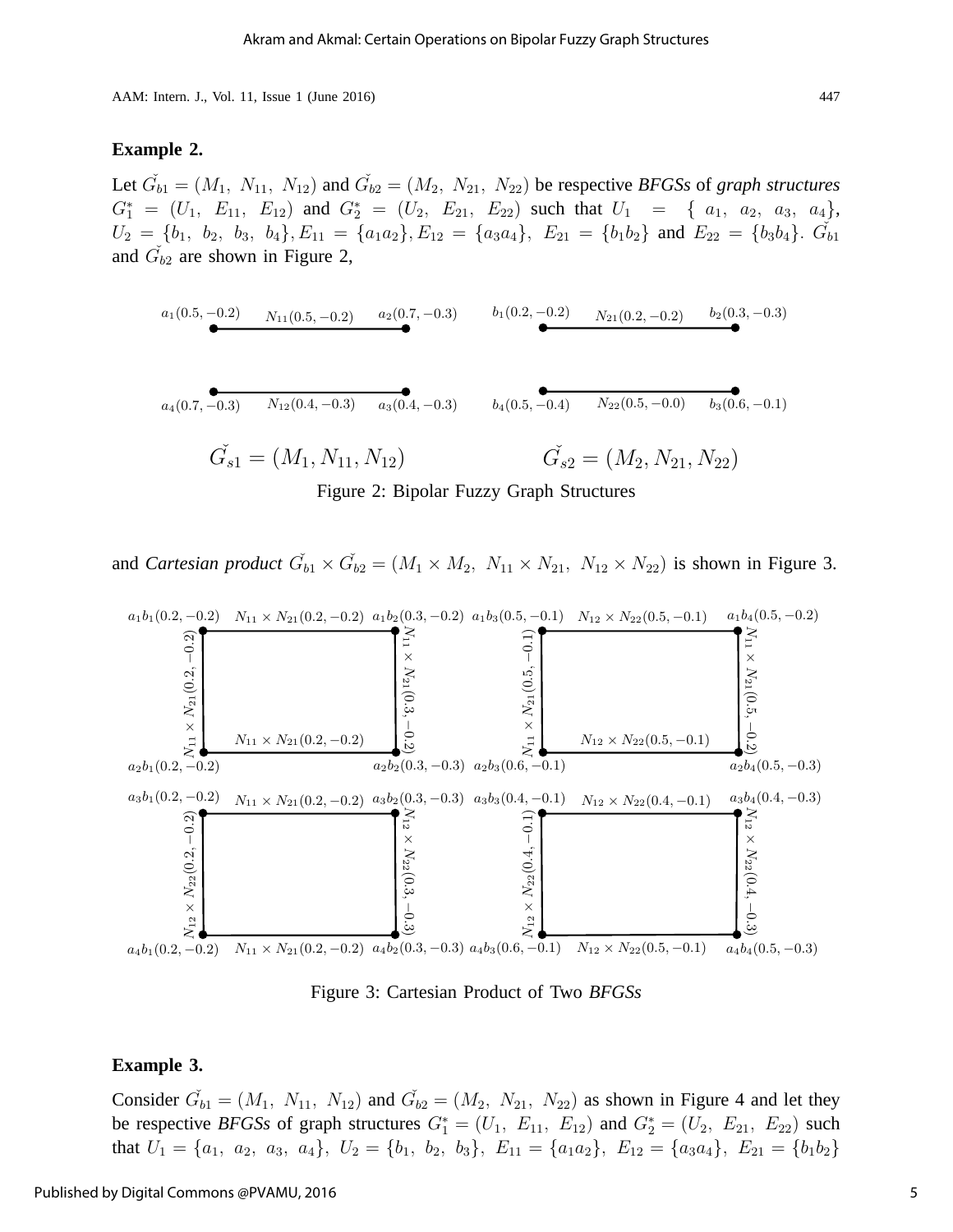**Example 2.**

Let $\check{G_{b1}} = (M_1,\ N_{11},\ N_{12})$ and $\check{G_{b2}} = (M_2,\ N_{21},\ N_{22})$ be respective *BFGSs* of *graph structures* $G_1^* = (U_1,\ E_{11},\ E_{12})$ and $G_2^* = (U_2,\ E_{21},\ E_{22})$ such that $U_1 = \{a_1,\ a_2,\ a_3,\ a_4\}$, $U_2 = \{b_1,\ b_2,\ b_3,\ b_4\}, E_{11} = \{a_1a_2\}, E_{12} = \{a_3a_4\},\ E_{21} = \{b_1b_2\}$ and $E_{22} = \{b_3b_4\}$. $\check{G_{b1}}$ and $\check{G_{b2}}$ are shown in Figure 2,

$a_1(0.5,-0.2)$ $N_{11}(0.5,-0.2)$ $a_2(0.7,-0.3)$ $b_1(0.2,-0.2)$ $N_{21}(0.2,-0.2)$ $b_2(0.3,-0.3)$

$a_4(0.7,-0.3)$ $N_{12}(0.4,-0.3)$ $a_3(0.4,-0.3)$ $b_4(0.5,-0.4)$ $N_{22}(0.5,-0.0)$ $b_3(0.6,-0.1)$

$\check{G_{s1}} = (M_1, N_{11}, N_{12})$ $\check{G_{s2}} = (M_2, N_{21}, N_{22})$

Figure 2: Bipolar Fuzzy Graph Structures

and *Cartesian product* $\check{G_{b1}} \times \check{G_{b2}} = (M_1 \times M_2,\ N_{11} \times N_{21},\ N_{12} \times N_{22})$ is shown in Figure 3.

$a_1b_1(0.2,-0.2)$ $N_{11}\times N_{21}(0.2,-0.2)$ $a_1b_2(0.3,-0.2)$ $a_1b_3(0.5,-0.1)$ $N_{12}\times N_{22}(0.5,-0.1)$ $a_1b_4(0.5,-0.2)$

$N_{11}\times N_{21}(0.2,-0.2)$ $N_{11}\times N_{21}(0.3,-0.2)$ $N_{11}\times N_{21}(0.5,-0.1)$ $N_{11}\times N_{21}(0.5,-0.2)$

$N_{11}\times N_{21}(0.2,-0.2)$ $N_{12}\times N_{22}(0.5,-0.1)$

$a_2b_1(0.2,-0.2)$ $a_2b_2(0.3,-0.3)$ $a_2b_3(0.6,-0.1)$ $a_2b_4(0.5,-0.3)$

$a_3b_1(0.2,-0.2)$ $N_{11}\times N_{21}(0.2,-0.2)$ $a_3b_2(0.3,-0.3)$ $a_3b_3(0.4,-0.1)$ $N_{12}\times N_{22}(0.4,-0.1)$ $a_3b_4(0.4,-0.3)$

$N_{12}\times N_{22}(0.2,-0.2)$ $N_{12}\times N_{22}(0.3,-0.3)$ $N_{12}\times N_{22}(0.4,-0.1)$ $N_{12}\times N_{22}(0.4,-0.3)$

$a_4b_1(0.2,-0.2)$ $N_{11}\times N_{21}(0.2,-0.2)$ $a_4b_2(0.3,-0.3)$ $a_4b_3(0.6,-0.1)$ $N_{12}\times N_{22}(0.5,-0.1)$ $a_4b_4(0.5,-0.3)$

Figure 3: Cartesian Product of Two *BFGSs*

**Example 3.**

Consider $\check{G_{b1}} = (M_1,\ N_{11},\ N_{12})$ and $\check{G_{b2}} = (M_2,\ N_{21},\ N_{22})$ as shown in Figure 4 and let they be respective *BFGSs* of graph structures $G_1^* = (U_1,\ E_{11},\ E_{12})$ and $G_2^* = (U_2,\ E_{21},\ E_{22})$ such that $U_1 = \{a_1,\ a_2,\ a_3,\ a_4\},\ U_2 = \{b_1,\ b_2,\ b_3\},\ E_{11} = \{a_1a_2\},\ E_{12} = \{a_3a_4\},\ E_{21} = \{b_1b_2\}$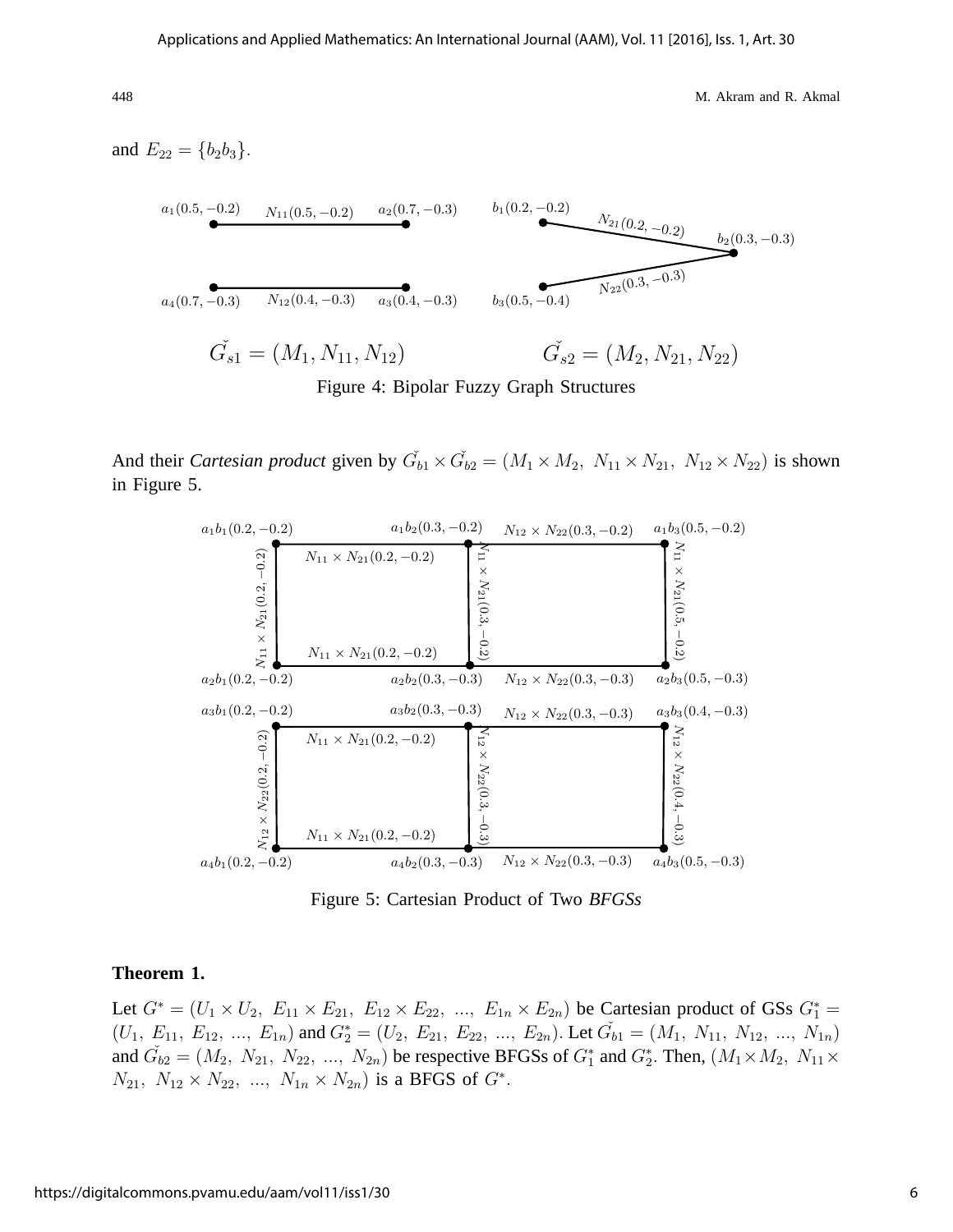and $E_{22} = \{b_2b_3\}$.

Figure 4: Bipolar Fuzzy Graph Structures

And their *Cartesian product* given by $\check{G_{b1}} \times \check{G_{b2}} = (M_1 \times M_2,\ N_{11} \times N_{21},\ N_{12} \times N_{22})$ is shown in Figure 5.

Figure 5: Cartesian Product of Two *BFGSs*

**Theorem 1.**

Let $G^* = (U_1 \times U_2,\ E_{11} \times E_{21},\ E_{12} \times E_{22},\ ...,\ E_{1n} \times E_{2n})$ be Cartesian product of GSs $G_1^* = (U_1,\ E_{11},\ E_{12},\ ...,\ E_{1n})$ and $G_2^* = (U_2,\ E_{21},\ E_{22},\ ...,\ E_{2n})$. Let $\check{G_{b1}} = (M_1,\ N_{11},\ N_{12},\ ...,\ N_{1n})$ and $\check{G_{b2}} = (M_2,\ N_{21},\ N_{22},\ ...,\ N_{2n})$ be respective BFGSs of $G_1^*$ and $G_2^*$. Then, $(M_1 \times M_2,\ N_{11} \times N_{21},\ N_{12} \times N_{22},\ ...,\ N_{1n} \times N_{2n})$ is a BFGS of $G^*$.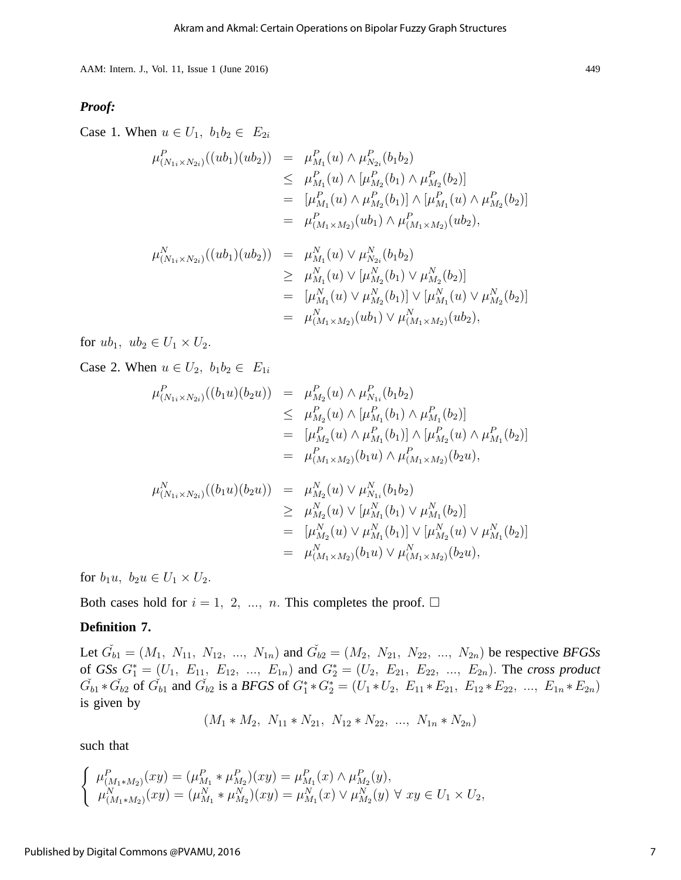***Proof:***

Case 1. When $u \in U_1,\ b_1b_2 \in\ E_{2i}$

$$
\begin{aligned}
\mu^P_{(N_{1i}\times N_{2i})}((ub_1)(ub_2)) &= \mu^P_{M_1}(u) \wedge \mu^P_{N_{2i}}(b_1b_2)\\
&\leq \mu^P_{M_1}(u) \wedge [\mu^P_{M_2}(b_1) \wedge \mu^P_{M_2}(b_2)]\\
&= [\mu^P_{M_1}(u) \wedge \mu^P_{M_2}(b_1)] \wedge [\mu^P_{M_1}(u) \wedge \mu^P_{M_2}(b_2)]\\
&= \mu^P_{(M_1\times M_2)}(ub_1) \wedge \mu^P_{(M_1\times M_2)}(ub_2),
\end{aligned}
$$

$$
\begin{aligned}
\mu^N_{(N_{1i}\times N_{2i})}((ub_1)(ub_2)) &= \mu^N_{M_1}(u) \vee \mu^N_{N_{2i}}(b_1b_2)\\
&\geq \mu^N_{M_1}(u) \vee [\mu^N_{M_2}(b_1) \vee \mu^N_{M_2}(b_2)]\\
&= [\mu^N_{M_1}(u) \vee \mu^N_{M_2}(b_1)] \vee [\mu^N_{M_1}(u) \vee \mu^N_{M_2}(b_2)]\\
&= \mu^N_{(M_1\times M_2)}(ub_1) \vee \mu^N_{(M_1\times M_2)}(ub_2),
\end{aligned}
$$

for $ub_1,\ ub_2 \in U_1 \times U_2$.

Case 2. When $u \in U_2,\ b_1b_2 \in\ E_{1i}$

$$
\begin{aligned}
\mu^P_{(N_{1i}\times N_{2i})}((b_1u)(b_2u)) &= \mu^P_{M_2}(u) \wedge \mu^P_{N_{1i}}(b_1b_2)\\
&\leq \mu^P_{M_2}(u) \wedge [\mu^P_{M_1}(b_1) \wedge \mu^P_{M_1}(b_2)]\\
&= [\mu^P_{M_2}(u) \wedge \mu^P_{M_1}(b_1)] \wedge [\mu^P_{M_2}(u) \wedge \mu^P_{M_1}(b_2)]\\
&= \mu^P_{(M_1\times M_2)}(b_1u) \wedge \mu^P_{(M_1\times M_2)}(b_2u),
\end{aligned}
$$

$$
\begin{aligned}
\mu^N_{(N_{1i}\times N_{2i})}((b_1u)(b_2u)) &= \mu^N_{M_2}(u) \vee \mu^N_{N_{1i}}(b_1b_2)\\
&\geq \mu^N_{M_2}(u) \vee [\mu^N_{M_1}(b_1) \vee \mu^N_{M_1}(b_2)]\\
&= [\mu^N_{M_2}(u) \vee \mu^N_{M_1}(b_1)] \vee [\mu^N_{M_2}(u) \vee \mu^N_{M_1}(b_2)]\\
&= \mu^N_{(M_1\times M_2)}(b_1u) \vee \mu^N_{(M_1\times M_2)}(b_2u),
\end{aligned}
$$

for $b_1u,\ b_2u \in U_1 \times U_2$.

Both cases hold for $i = 1,\ 2,\ ...,\ n$. This completes the proof. □

**Definition 7.**

Let $\check{G}_{b1} = (M_1,\ N_{11},\ N_{12},\ ...,\ N_{1n})$ and $\check{G}_{b2} = (M_2,\ N_{21},\ N_{22},\ ...,\ N_{2n})$ be respective *BFGSs* of *GSs* $G_1^* = (U_1,\ E_{11},\ E_{12},\ ...,\ E_{1n})$ and $G_2^* = (U_2,\ E_{21},\ E_{22},\ ...,\ E_{2n})$. The *cross product* $\check{G}_{b1} * \check{G}_{b2}$ of $\check{G}_{b1}$ and $\check{G}_{b2}$ is a *BFGS* of $G_1^* * G_2^* = (U_1 * U_2,\ E_{11} * E_{21},\ E_{12} * E_{22},\ ...,\ E_{1n} * E_{2n})$ is given by

$$(M_1 * M_2,\ N_{11} * N_{21},\ N_{12} * N_{22},\ ...,\ N_{1n} * N_{2n})$$

such that

$$
\begin{cases}
\mu^P_{(M_1 * M_2)}(xy) = (\mu^P_{M_1} * \mu^P_{M_2})(xy) = \mu^P_{M_1}(x) \wedge \mu^P_{M_2}(y),\\
\mu^N_{(M_1 * M_2)}(xy) = (\mu^N_{M_1} * \mu^N_{M_2})(xy) = \mu^N_{M_1}(x) \vee \mu^N_{M_2}(y)\ \forall\ xy \in U_1 \times U_2,
\end{cases}
$$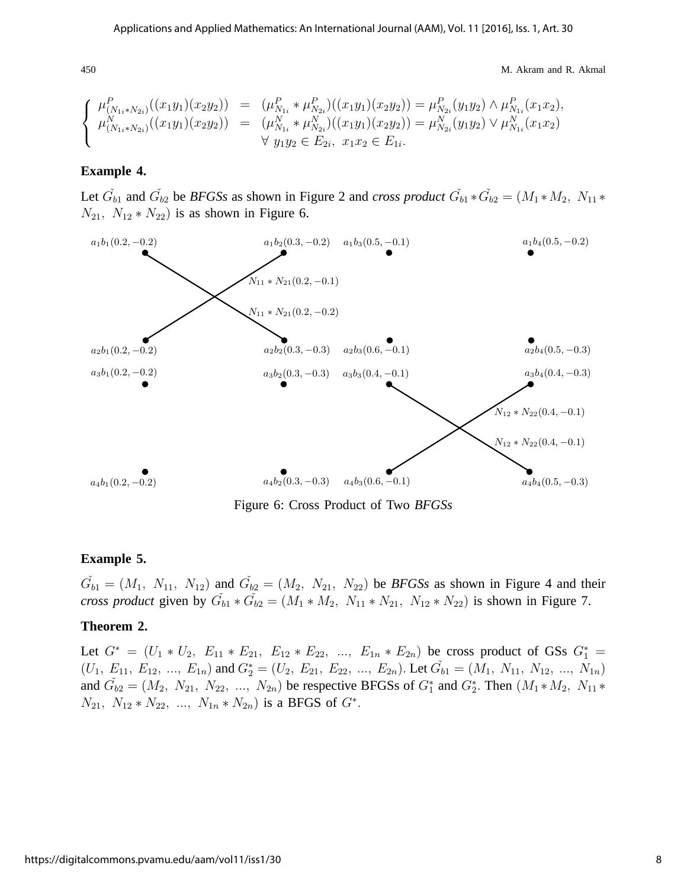$$
\begin{cases}
\mu^P_{(N_{1i}*N_{2i})}((x_1y_1)(x_2y_2)) &= (\mu^P_{N_{1i}} * \mu^P_{N_{2i}})((x_1y_1)(x_2y_2)) = \mu^P_{N_{2i}}(y_1y_2) \wedge \mu^P_{N_{1i}}(x_1x_2), \\
\mu^N_{(N_{1i}*N_{2i})}((x_1y_1)(x_2y_2)) &= (\mu^N_{N_{1i}} * \mu^N_{N_{2i}})((x_1y_1)(x_2y_2)) = \mu^N_{N_{2i}}(y_1y_2) \vee \mu^N_{N_{1i}}(x_1x_2) \\
& \quad \forall\ y_1y_2 \in E_{2i},\ x_1x_2 \in E_{1i}.
\end{cases}
$$

### Example 4.

Let $\check{G_{b1}}$ and $\check{G_{b2}}$ be *BFGSs* as shown in Figure 2 and *cross product* $\check{G_{b1}} * \check{G_{b2}} = (M_1 * M_2,\ N_{11} * N_{21},\ N_{12} * N_{22})$ is as shown in Figure 6.

Figure 6: Cross Product of Two *BFGSs*

### Example 5.

$\check{G_{b1}} = (M_1,\ N_{11},\ N_{12})$ and $\check{G_{b2}} = (M_2,\ N_{21},\ N_{22})$ be *BFGSs* as shown in Figure 4 and their *cross product* given by $\check{G_{b1}} * \check{G_{b2}} = (M_1 * M_2,\ N_{11} * N_{21},\ N_{12} * N_{22})$ is shown in Figure 7.

### Theorem 2.

Let $G^* = (U_1 * U_2,\ E_{11} * E_{21},\ E_{12} * E_{22},\ ...,\ E_{1n} * E_{2n})$ be cross product of GSs $G_1^* = (U_1,\ E_{11},\ E_{12},\ ...,\ E_{1n})$ and $G_2^* = (U_2,\ E_{21},\ E_{22},\ ...,\ E_{2n})$. Let $\check{G_{b1}} = (M_1,\ N_{11},\ N_{12},\ ...,\ N_{1n})$ and $\check{G_{b2}} = (M_2,\ N_{21},\ N_{22},\ ...,\ N_{2n})$ be respective BFGSs of $G_1^*$ and $G_2^*$. Then $(M_1 * M_2,\ N_{11} * N_{21},\ N_{12} * N_{22},\ ...,\ N_{1n} * N_{2n})$ is a BFGS of $G^*$.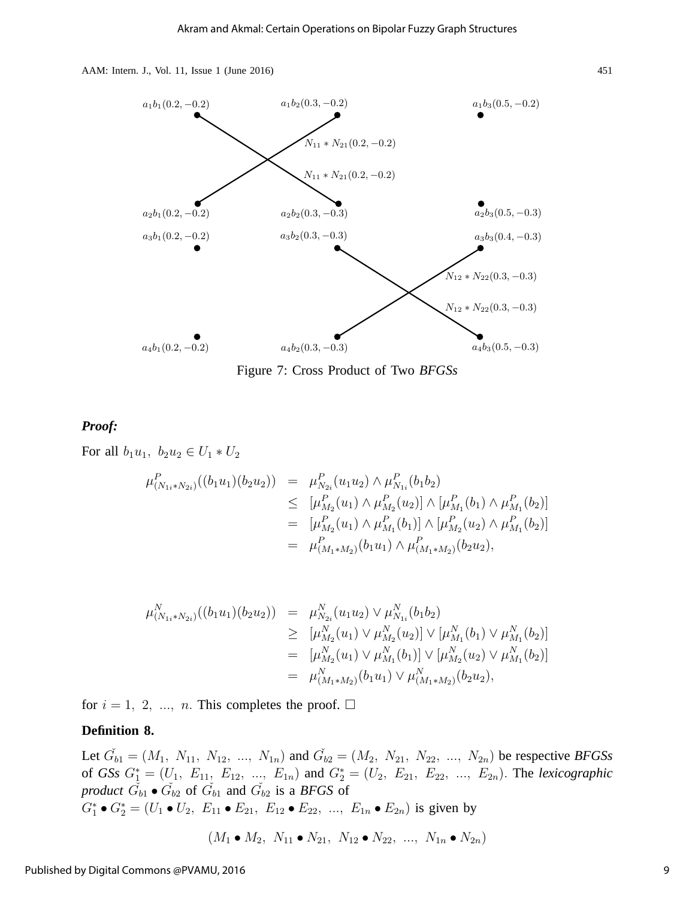Figure 7: Cross Product of Two *BFGSs*

***Proof:***

For all $b_1u_1,\ b_2u_2 \in U_1 * U_2$

$$\begin{aligned}
\mu^P_{(N_{1i}*N_{2i})}((b_1u_1)(b_2u_2)) &= \mu^P_{N_{2i}}(u_1u_2) \wedge \mu^P_{N_{1i}}(b_1b_2) \\
&\leq [\mu^P_{M_2}(u_1) \wedge \mu^P_{M_2}(u_2)] \wedge [\mu^P_{M_1}(b_1) \wedge \mu^P_{M_1}(b_2)] \\
&= [\mu^P_{M_2}(u_1) \wedge \mu^P_{M_1}(b_1)] \wedge [\mu^P_{M_2}(u_2) \wedge \mu^P_{M_1}(b_2)] \\
&= \mu^P_{(M_1*M_2)}(b_1u_1) \wedge \mu^P_{(M_1*M_2)}(b_2u_2),
\end{aligned}$$

$$\begin{aligned}
\mu^N_{(N_{1i}*N_{2i})}((b_1u_1)(b_2u_2)) &= \mu^N_{N_{2i}}(u_1u_2) \vee \mu^N_{N_{1i}}(b_1b_2) \\
&\geq [\mu^N_{M_2}(u_1) \vee \mu^N_{M_2}(u_2)] \vee [\mu^N_{M_1}(b_1) \vee \mu^N_{M_1}(b_2)] \\
&= [\mu^N_{M_2}(u_1) \vee \mu^N_{M_1}(b_1)] \vee [\mu^N_{M_2}(u_2) \vee \mu^N_{M_1}(b_2)] \\
&= \mu^N_{(M_1*M_2)}(b_1u_1) \vee \mu^N_{(M_1*M_2)}(b_2u_2),
\end{aligned}$$

for $i = 1,\ 2,\ ...,\ n$. This completes the proof. □

**Definition 8.**

Let $\check{G}_{b1} = (M_1,\ N_{11},\ N_{12},\ ...,\ N_{1n})$ and $\check{G}_{b2} = (M_2,\ N_{21},\ N_{22},\ ...,\ N_{2n})$ be respective *BFGSs* of *GSs* $G_1^* = (U_1,\ E_{11},\ E_{12},\ ...,\ E_{1n})$ and $G_2^* = (U_2,\ E_{21},\ E_{22},\ ...,\ E_{2n})$. The ***lexicographic product*** $\check{G}_{b1} \bullet \check{G}_{b2}$ of $\check{G}_{b1}$ and $\check{G}_{b2}$ is a *BFGS* of $G_1^* \bullet G_2^* = (U_1 \bullet U_2,\ E_{11} \bullet E_{21},\ E_{12} \bullet E_{22},\ ...,\ E_{1n} \bullet E_{2n})$ is given by

$$(M_1 \bullet M_2,\ N_{11} \bullet N_{21},\ N_{12} \bullet N_{22},\ ...,\ N_{1n} \bullet N_{2n})$$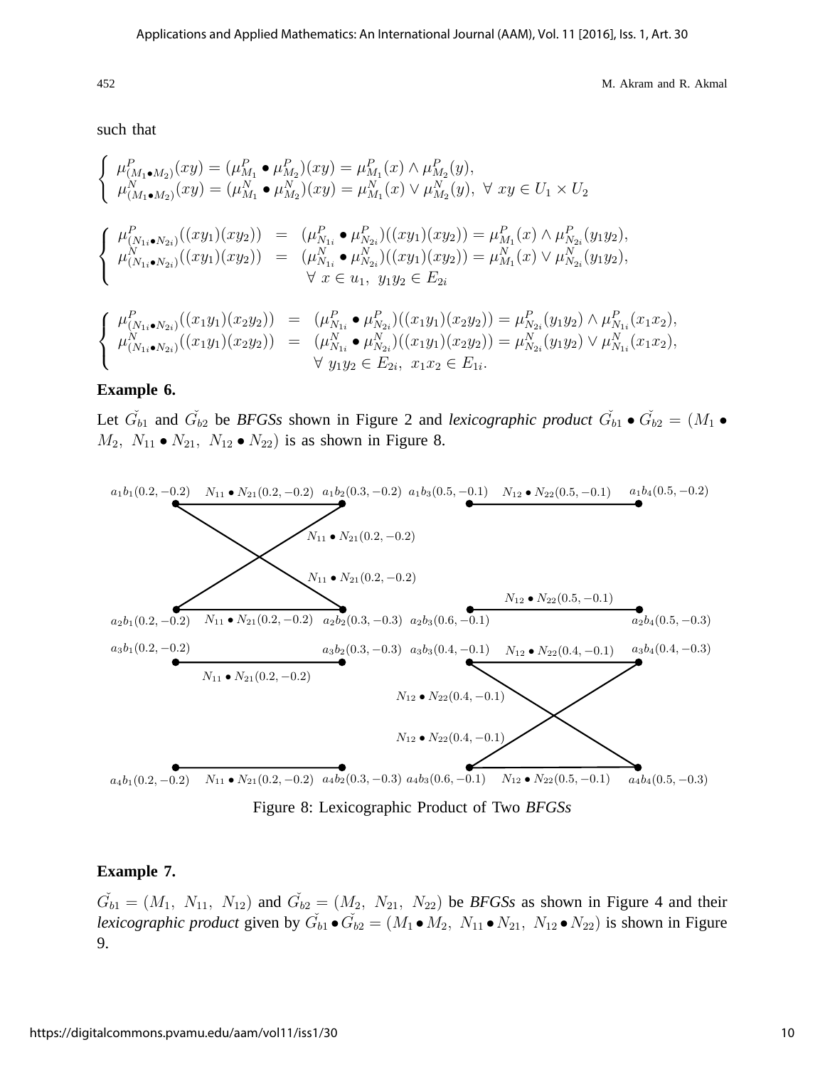such that

$$\begin{cases} \mu^P_{(M_1 \bullet M_2)}(xy) = (\mu^P_{M_1} \bullet \mu^P_{M_2})(xy) = \mu^P_{M_1}(x) \wedge \mu^P_{M_2}(y), \\ \mu^N_{(M_1 \bullet M_2)}(xy) = (\mu^N_{M_1} \bullet \mu^N_{M_2})(xy) = \mu^N_{M_1}(x) \vee \mu^N_{M_2}(y), \ \forall \ xy \in U_1 \times U_2 \end{cases}$$

$$\begin{cases} \mu^P_{(N_{1i} \bullet N_{2i})}((xy_1)(xy_2)) &= (\mu^P_{N_{1i}} \bullet \mu^P_{N_{2i}})((xy_1)(xy_2)) = \mu^P_{M_1}(x) \wedge \mu^P_{N_{2i}}(y_1y_2), \\ \mu^N_{(N_{1i} \bullet N_{2i})}((xy_1)(xy_2)) &= (\mu^N_{N_{1i}} \bullet \mu^N_{N_{2i}})((xy_1)(xy_2)) = \mu^N_{M_1}(x) \vee \mu^N_{N_{2i}}(y_1y_2), \\ & \forall \ x \in u_1, \ y_1y_2 \in E_{2i} \end{cases}$$

$$\begin{cases} \mu^P_{(N_{1i} \bullet N_{2i})}((x_1y_1)(x_2y_2)) &= (\mu^P_{N_{1i}} \bullet \mu^P_{N_{2i}})((x_1y_1)(x_2y_2)) = \mu^P_{N_{2i}}(y_1y_2) \wedge \mu^P_{N_{1i}}(x_1x_2), \\ \mu^N_{(N_{1i} \bullet N_{2i})}((x_1y_1)(x_2y_2)) &= (\mu^N_{N_{1i}} \bullet \mu^N_{N_{2i}})((x_1y_1)(x_2y_2)) = \mu^N_{N_{2i}}(y_1y_2) \vee \mu^N_{N_{1i}}(x_1x_2), \\ & \forall \ y_1y_2 \in E_{2i}, \ x_1x_2 \in E_{1i}. \end{cases}$$

**Example 6.**

Let $\check{G_{b1}}$ and $\check{G_{b2}}$ be *BFGSs* shown in Figure 2 and *lexicographic product* $\check{G_{b1}} \bullet \check{G_{b2}} = (M_1 \bullet M_2, \ N_{11} \bullet N_{21}, \ N_{12} \bullet N_{22})$ is as shown in Figure 8.

Figure 8: Lexicographic Product of Two *BFGSs*

**Example 7.**

$\check{G_{b1}} = (M_1, \ N_{11}, \ N_{12})$ and $\check{G_{b2}} = (M_2, \ N_{21}, \ N_{22})$ be *BFGSs* as shown in Figure 4 and their *lexicographic product* given by $\check{G_{b1}} \bullet \check{G_{b2}} = (M_1 \bullet M_2, \ N_{11} \bullet N_{21}, \ N_{12} \bullet N_{22})$ is shown in Figure 9.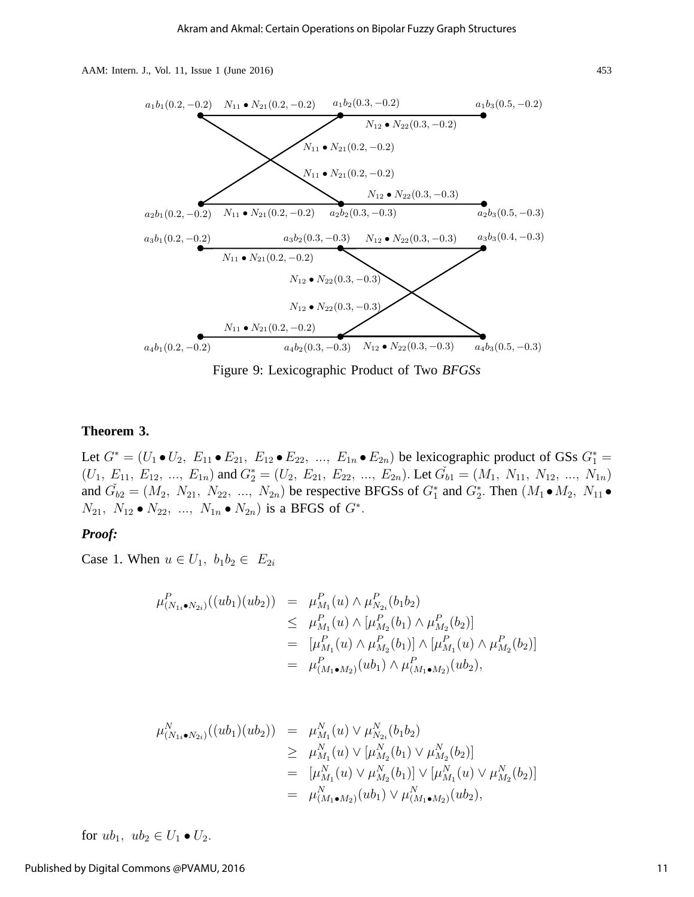Figure 9: Lexicographic Product of Two *BFGSs*

**Theorem 3.**

Let $G^* = (U_1 \bullet U_2,\ E_{11} \bullet E_{21},\ E_{12} \bullet E_{22},\ ...,\ E_{1n} \bullet E_{2n})$ be lexicographic product of GSs $G_1^* = (U_1,\ E_{11},\ E_{12},\ ...,\ E_{1n})$ and $G_2^* = (U_2,\ E_{21},\ E_{22},\ ...,\ E_{2n})$. Let $\check{G}_{b1} = (M_1,\ N_{11},\ N_{12},\ ...,\ N_{1n})$ and $\check{G}_{b2} = (M_2,\ N_{21},\ N_{22},\ ...,\ N_{2n})$ be respective BFGSs of $G_1^*$ and $G_2^*$. Then $(M_1 \bullet M_2,\ N_{11} \bullet N_{21},\ N_{12} \bullet N_{22},\ ...,\ N_{1n} \bullet N_{2n})$ is a BFGS of $G^*$.

***Proof:***

Case 1. When $u \in U_1,\ b_1b_2 \in\ E_{2i}$

$$
\begin{aligned}
\mu^P_{(N_{1i}\bullet N_{2i})}((ub_1)(ub_2)) &= \mu^P_{M_1}(u) \wedge \mu^P_{N_{2i}}(b_1b_2) \\
&\leq \mu^P_{M_1}(u) \wedge [\mu^P_{M_2}(b_1) \wedge \mu^P_{M_2}(b_2)] \\
&= [\mu^P_{M_1}(u) \wedge \mu^P_{M_2}(b_1)] \wedge [\mu^P_{M_1}(u) \wedge \mu^P_{M_2}(b_2)] \\
&= \mu^P_{(M_1\bullet M_2)}(ub_1) \wedge \mu^P_{(M_1\bullet M_2)}(ub_2),
\end{aligned}
$$

$$
\begin{aligned}
\mu^N_{(N_{1i}\bullet N_{2i})}((ub_1)(ub_2)) &= \mu^N_{M_1}(u) \vee \mu^N_{N_{2i}}(b_1b_2) \\
&\geq \mu^N_{M_1}(u) \vee [\mu^N_{M_2}(b_1) \vee \mu^N_{M_2}(b_2)] \\
&= [\mu^N_{M_1}(u) \vee \mu^N_{M_2}(b_1)] \vee [\mu^N_{M_1}(u) \vee \mu^N_{M_2}(b_2)] \\
&= \mu^N_{(M_1\bullet M_2)}(ub_1) \vee \mu^N_{(M_1\bullet M_2)}(ub_2),
\end{aligned}
$$

for $ub_1,\ ub_2 \in U_1 \bullet U_2$.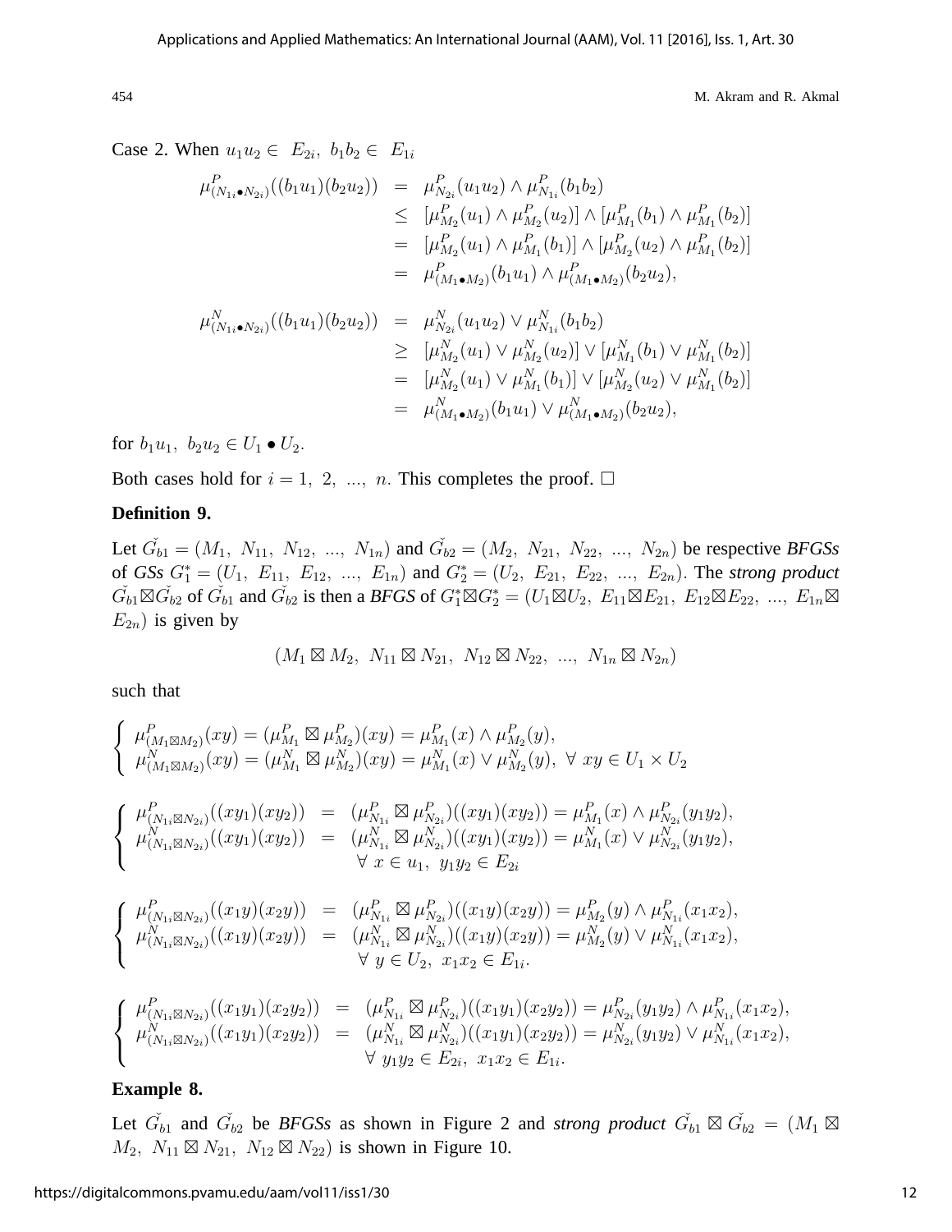Case 2. When $u_1u_2 \in \ E_{2i},\ b_1b_2 \in \ E_{1i}$

$$
\begin{aligned}
\mu^P_{(N_{1i}\bullet N_{2i})}((b_1u_1)(b_2u_2)) &= \mu^P_{N_{2i}}(u_1u_2) \wedge \mu^P_{N_{1i}}(b_1b_2) \\
&\leq [\mu^P_{M_2}(u_1) \wedge \mu^P_{M_2}(u_2)] \wedge [\mu^P_{M_1}(b_1) \wedge \mu^P_{M_1}(b_2)] \\
&= [\mu^P_{M_2}(u_1) \wedge \mu^P_{M_1}(b_1)] \wedge [\mu^P_{M_2}(u_2) \wedge \mu^P_{M_1}(b_2)] \\
&= \mu^P_{(M_1\bullet M_2)}(b_1u_1) \wedge \mu^P_{(M_1\bullet M_2)}(b_2u_2),
\end{aligned}
$$

$$
\begin{aligned}
\mu^N_{(N_{1i}\bullet N_{2i})}((b_1u_1)(b_2u_2)) &= \mu^N_{N_{2i}}(u_1u_2) \vee \mu^N_{N_{1i}}(b_1b_2) \\
&\geq [\mu^N_{M_2}(u_1) \vee \mu^N_{M_2}(u_2)] \vee [\mu^N_{M_1}(b_1) \vee \mu^N_{M_1}(b_2)] \\
&= [\mu^N_{M_2}(u_1) \vee \mu^N_{M_1}(b_1)] \vee [\mu^N_{M_2}(u_2) \vee \mu^N_{M_1}(b_2)] \\
&= \mu^N_{(M_1\bullet M_2)}(b_1u_1) \vee \mu^N_{(M_1\bullet M_2)}(b_2u_2),
\end{aligned}
$$

for $b_1u_1,\ b_2u_2 \in U_1 \bullet U_2$.

Both cases hold for $i = 1,\ 2,\ ...,\ n$. This completes the proof. □

**Definition 9.**

Let $\check{G_{b1}} = (M_1,\ N_{11},\ N_{12},\ ...,\ N_{1n})$ and $\check{G_{b2}} = (M_2,\ N_{21},\ N_{22},\ ...,\ N_{2n})$ be respective ***BFGSs*** of ***GSs*** $G_1^* = (U_1,\ E_{11},\ E_{12},\ ...,\ E_{1n})$ and $G_2^* = (U_2,\ E_{21},\ E_{22},\ ...,\ E_{2n})$. The ***strong product*** $\check{G_{b1}} \boxtimes \check{G_{b2}}$ of $\check{G_{b1}}$ and $\check{G_{b2}}$ is then a ***BFGS*** of $G_1^* \boxtimes G_2^* = (U_1 \boxtimes U_2,\ E_{11} \boxtimes E_{21},\ E_{12} \boxtimes E_{22},\ ...,\ E_{1n} \boxtimes E_{2n})$ is given by

$$(M_1 \boxtimes M_2,\ N_{11} \boxtimes N_{21},\ N_{12} \boxtimes N_{22},\ ...,\ N_{1n} \boxtimes N_{2n})$$

such that

$$
\begin{cases}
\mu^P_{(M_1\boxtimes M_2)}(xy) = (\mu^P_{M_1} \boxtimes \mu^P_{M_2})(xy) = \mu^P_{M_1}(x) \wedge \mu^P_{M_2}(y), \\
\mu^N_{(M_1\boxtimes M_2)}(xy) = (\mu^N_{M_1} \boxtimes \mu^N_{M_2})(xy) = \mu^N_{M_1}(x) \vee \mu^N_{M_2}(y),\ \forall\ xy \in U_1 \times U_2
\end{cases}
$$

$$
\begin{cases}
\mu^P_{(N_{1i}\boxtimes N_{2i})}((xy_1)(xy_2)) = (\mu^P_{N_{1i}} \boxtimes \mu^P_{N_{2i}})((xy_1)(xy_2)) = \mu^P_{M_1}(x) \wedge \mu^P_{N_{2i}}(y_1y_2), \\
\mu^N_{(N_{1i}\boxtimes N_{2i})}((xy_1)(xy_2)) = (\mu^N_{N_{1i}} \boxtimes \mu^N_{N_{2i}})((xy_1)(xy_2)) = \mu^N_{M_1}(x) \vee \mu^N_{N_{2i}}(y_1y_2), \\
\qquad \forall\ x \in u_1,\ y_1y_2 \in E_{2i}
\end{cases}
$$

$$
\begin{cases}
\mu^P_{(N_{1i}\boxtimes N_{2i})}((x_1y)(x_2y)) = (\mu^P_{N_{1i}} \boxtimes \mu^P_{N_{2i}})((x_1y)(x_2y)) = \mu^P_{M_2}(y) \wedge \mu^P_{N_{1i}}(x_1x_2), \\
\mu^N_{(N_{1i}\boxtimes N_{2i})}((x_1y)(x_2y)) = (\mu^N_{N_{1i}} \boxtimes \mu^N_{N_{2i}})((x_1y)(x_2y)) = \mu^N_{M_2}(y) \vee \mu^N_{N_{1i}}(x_1x_2), \\
\qquad \forall\ y \in U_2,\ x_1x_2 \in E_{1i}.
\end{cases}
$$

$$
\begin{cases}
\mu^P_{(N_{1i}\boxtimes N_{2i})}((x_1y_1)(x_2y_2)) = (\mu^P_{N_{1i}} \boxtimes \mu^P_{N_{2i}})((x_1y_1)(x_2y_2)) = \mu^P_{N_{2i}}(y_1y_2) \wedge \mu^P_{N_{1i}}(x_1x_2), \\
\mu^N_{(N_{1i}\boxtimes N_{2i})}((x_1y_1)(x_2y_2)) = (\mu^N_{N_{1i}} \boxtimes \mu^N_{N_{2i}})((x_1y_1)(x_2y_2)) = \mu^N_{N_{2i}}(y_1y_2) \vee \mu^N_{N_{1i}}(x_1x_2), \\
\qquad \forall\ y_1y_2 \in E_{2i},\ x_1x_2 \in E_{1i}.
\end{cases}
$$

**Example 8.**

Let $\check{G_{b1}}$ and $\check{G_{b2}}$ be ***BFGSs*** as shown in Figure 2 and ***strong product*** $\check{G_{b1}} \boxtimes \check{G_{b2}} = (M_1 \boxtimes M_2,\ N_{11} \boxtimes N_{21},\ N_{12} \boxtimes N_{22})$ is shown in Figure 10.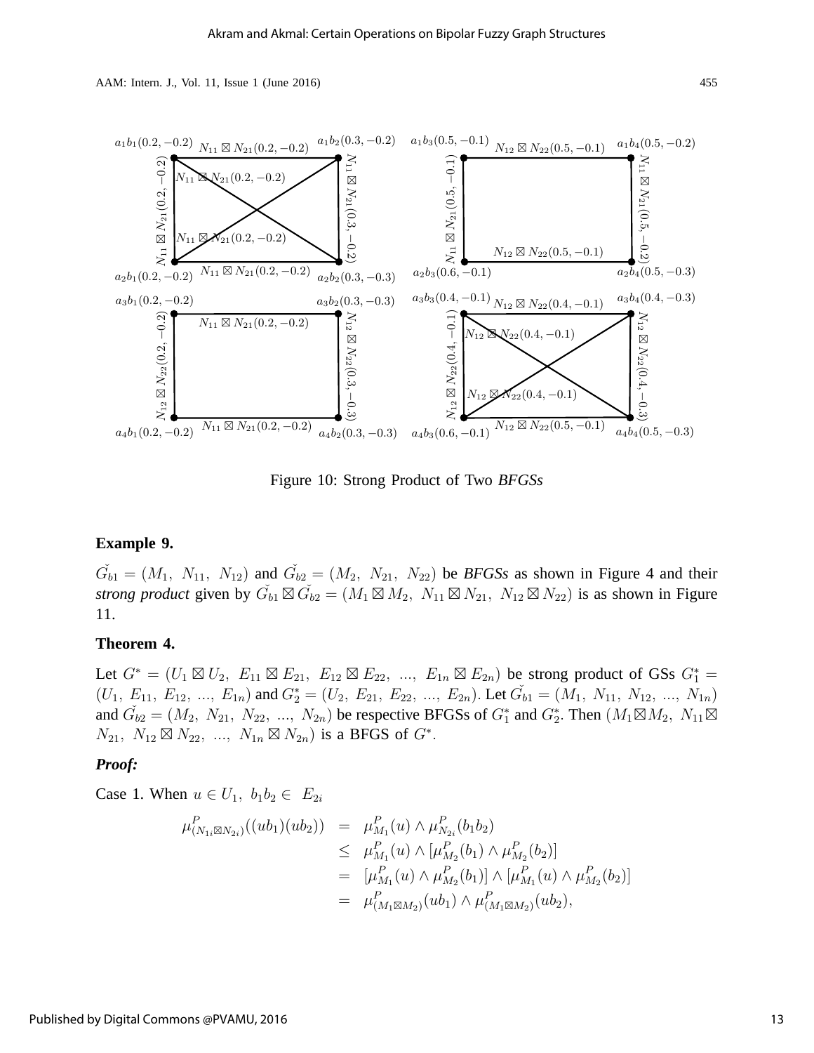Figure 10: Strong Product of Two *BFGSs*

**Example 9.**

$\check{G_{b1}} = (M_1,\ N_{11},\ N_{12})$ and $\check{G_{b2}} = (M_2,\ N_{21},\ N_{22})$ be *BFGSs* as shown in Figure 4 and their *strong product* given by $\check{G_{b1}} \boxtimes \check{G_{b2}} = (M_1 \boxtimes M_2,\ N_{11} \boxtimes N_{21},\ N_{12} \boxtimes N_{22})$ is as shown in Figure 11.

**Theorem 4.**

Let $G^* = (U_1 \boxtimes U_2,\ E_{11} \boxtimes E_{21},\ E_{12} \boxtimes E_{22},\ ...,\ E_{1n} \boxtimes E_{2n})$ be strong product of GSs $G_1^* = (U_1,\ E_{11},\ E_{12},\ ...,\ E_{1n})$ and $G_2^* = (U_2,\ E_{21},\ E_{22},\ ...,\ E_{2n})$. Let $\check{G_{b1}} = (M_1,\ N_{11},\ N_{12},\ ...,\ N_{1n})$ and $\check{G_{b2}} = (M_2,\ N_{21},\ N_{22},\ ...,\ N_{2n})$ be respective BFGSs of $G_1^*$ and $G_2^*$. Then $(M_1 \boxtimes M_2,\ N_{11} \boxtimes N_{21},\ N_{12} \boxtimes N_{22},\ ...,\ N_{1n} \boxtimes N_{2n})$ is a BFGS of $G^*$.

***Proof:***

Case 1. When $u \in U_1,\ b_1b_2 \in\ E_{2i}$

$$
\begin{aligned}
\mu^P_{(N_{1i} \boxtimes N_{2i})}((ub_1)(ub_2)) &= \mu^P_{M_1}(u) \wedge \mu^P_{N_{2i}}(b_1b_2) \\
&\leq \mu^P_{M_1}(u) \wedge [\mu^P_{M_2}(b_1) \wedge \mu^P_{M_2}(b_2)] \\
&= [\mu^P_{M_1}(u) \wedge \mu^P_{M_2}(b_1)] \wedge [\mu^P_{M_1}(u) \wedge \mu^P_{M_2}(b_2)] \\
&= \mu^P_{(M_1 \boxtimes M_2)}(ub_1) \wedge \mu^P_{(M_1 \boxtimes M_2)}(ub_2),
\end{aligned}
$$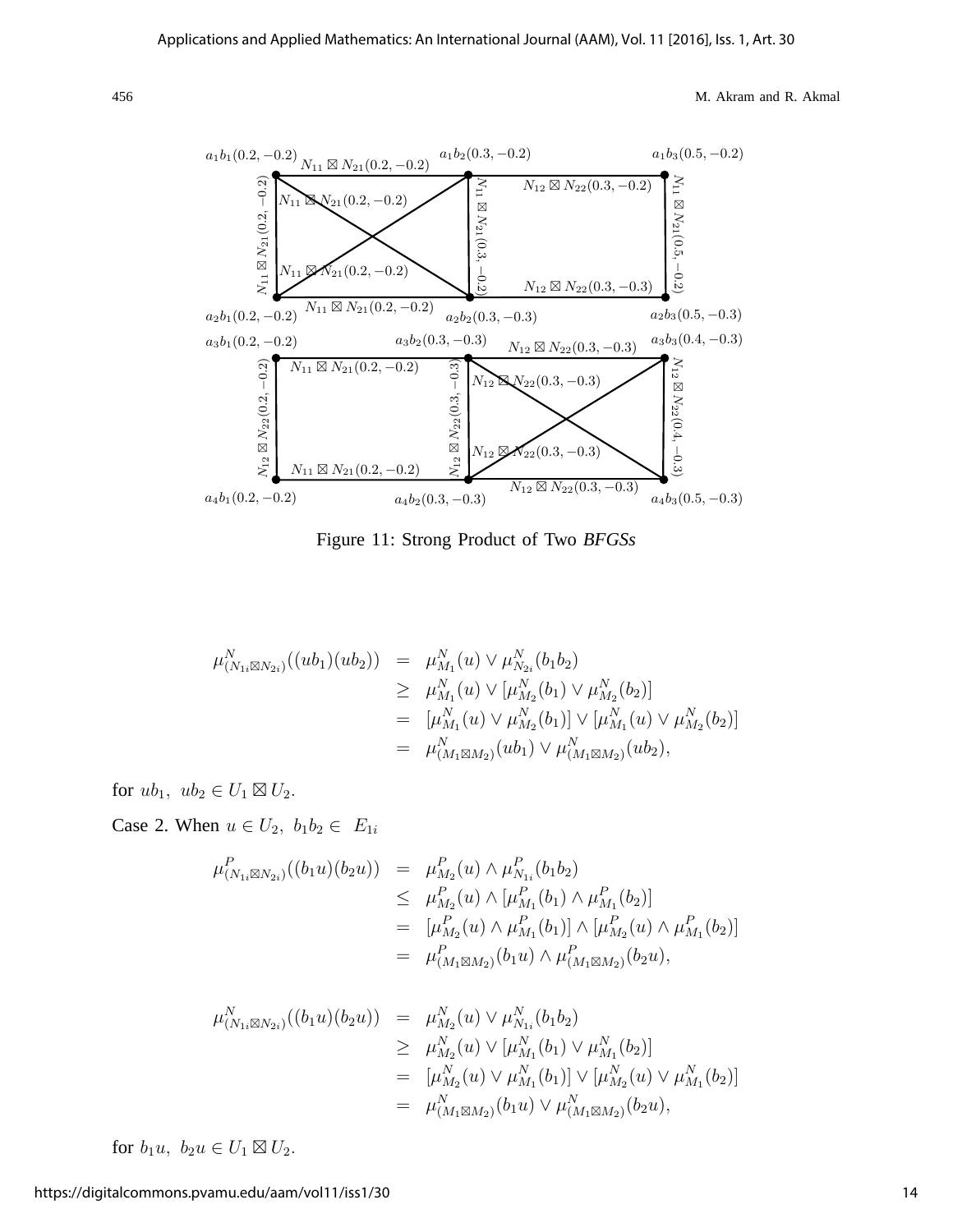Figure 11: Strong Product of Two *BFGSs*

$$
\begin{aligned}
\mu^N_{(N_{1i}\boxtimes N_{2i})}((ub_1)(ub_2)) &= \mu^N_{M_1}(u) \vee \mu^N_{N_{2i}}(b_1b_2)\\
&\geq \mu^N_{M_1}(u) \vee [\mu^N_{M_2}(b_1) \vee \mu^N_{M_2}(b_2)]\\
&= [\mu^N_{M_1}(u) \vee \mu^N_{M_2}(b_1)] \vee [\mu^N_{M_1}(u) \vee \mu^N_{M_2}(b_2)]\\
&= \mu^N_{(M_1\boxtimes M_2)}(ub_1) \vee \mu^N_{(M_1\boxtimes M_2)}(ub_2),
\end{aligned}
$$

for $ub_1,\ ub_2 \in U_1 \boxtimes U_2$.

Case 2. When $u \in U_2,\ b_1b_2 \in\ E_{1i}$

$$
\begin{aligned}
\mu^P_{(N_{1i}\boxtimes N_{2i})}((b_1u)(b_2u)) &= \mu^P_{M_2}(u) \wedge \mu^P_{N_{1i}}(b_1b_2)\\
&\leq \mu^P_{M_2}(u) \wedge [\mu^P_{M_1}(b_1) \wedge \mu^P_{M_1}(b_2)]\\
&= [\mu^P_{M_2}(u) \wedge \mu^P_{M_1}(b_1)] \wedge [\mu^P_{M_2}(u) \wedge \mu^P_{M_1}(b_2)]\\
&= \mu^P_{(M_1\boxtimes M_2)}(b_1u) \wedge \mu^P_{(M_1\boxtimes M_2)}(b_2u),
\end{aligned}
$$

$$
\begin{aligned}
\mu^N_{(N_{1i}\boxtimes N_{2i})}((b_1u)(b_2u)) &= \mu^N_{M_2}(u) \vee \mu^N_{N_{1i}}(b_1b_2)\\
&\geq \mu^N_{M_2}(u) \vee [\mu^N_{M_1}(b_1) \vee \mu^N_{M_1}(b_2)]\\
&= [\mu^N_{M_2}(u) \vee \mu^N_{M_1}(b_1)] \vee [\mu^N_{M_2}(u) \vee \mu^N_{M_1}(b_2)]\\
&= \mu^N_{(M_1\boxtimes M_2)}(b_1u) \vee \mu^N_{(M_1\boxtimes M_2)}(b_2u),
\end{aligned}
$$

for $b_1u,\ b_2u \in U_1 \boxtimes U_2$.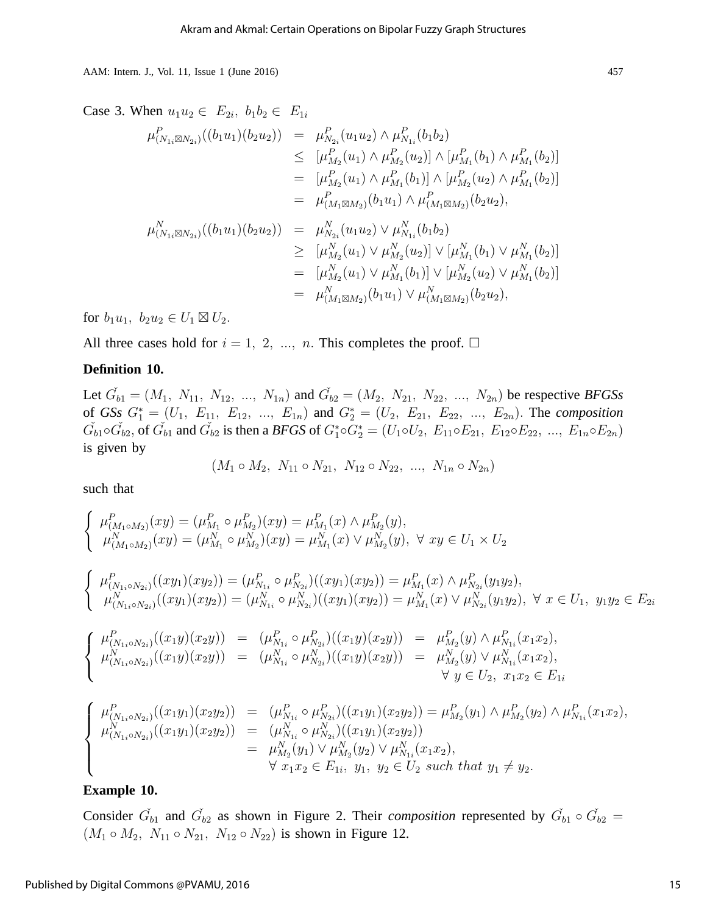Case 3. When $u_1u_2 \in E_{2i},\ b_1b_2 \in E_{1i}$

$$
\begin{aligned}
\mu^P_{(N_{1i}\boxtimes N_{2i})}((b_1u_1)(b_2u_2)) &= \mu^P_{N_{2i}}(u_1u_2) \wedge \mu^P_{N_{1i}}(b_1b_2) \\
&\leq [\mu^P_{M_2}(u_1) \wedge \mu^P_{M_2}(u_2)] \wedge [\mu^P_{M_1}(b_1) \wedge \mu^P_{M_1}(b_2)] \\
&= [\mu^P_{M_2}(u_1) \wedge \mu^P_{M_1}(b_1)] \wedge [\mu^P_{M_2}(u_2) \wedge \mu^P_{M_1}(b_2)] \\
&= \mu^P_{(M_1\boxtimes M_2)}(b_1u_1) \wedge \mu^P_{(M_1\boxtimes M_2)}(b_2u_2),
\end{aligned}
$$

$$
\begin{aligned}
\mu^N_{(N_{1i}\boxtimes N_{2i})}((b_1u_1)(b_2u_2)) &= \mu^N_{N_{2i}}(u_1u_2) \vee \mu^N_{N_{1i}}(b_1b_2) \\
&\geq [\mu^N_{M_2}(u_1) \vee \mu^N_{M_2}(u_2)] \vee [\mu^N_{M_1}(b_1) \vee \mu^N_{M_1}(b_2)] \\
&= [\mu^N_{M_2}(u_1) \vee \mu^N_{M_1}(b_1)] \vee [\mu^N_{M_2}(u_2) \vee \mu^N_{M_1}(b_2)] \\
&= \mu^N_{(M_1\boxtimes M_2)}(b_1u_1) \vee \mu^N_{(M_1\boxtimes M_2)}(b_2u_2),
\end{aligned}
$$

for $b_1u_1,\ b_2u_2 \in U_1 \boxtimes U_2$.

All three cases hold for $i = 1,\ 2,\ ...,\ n$. This completes the proof. □

**Definition 10.**

Let $\check{G_{b1}} = (M_1,\ N_{11},\ N_{12},\ ...,\ N_{1n})$ and $\check{G_{b2}} = (M_2,\ N_{21},\ N_{22},\ ...,\ N_{2n})$ be respective *BFGSs* of *GSs* $G_1^* = (U_1,\ E_{11},\ E_{12},\ ...,\ E_{1n})$ and $G_2^* = (U_2,\ E_{21},\ E_{22},\ ...,\ E_{2n})$. The *composition* $\check{G_{b1}} \circ \check{G_{b2}}$, of $\check{G_{b1}}$ and $\check{G_{b2}}$ is then a *BFGS* of $G_1^* \circ G_2^* = (U_1 \circ U_2,\ E_{11} \circ E_{21},\ E_{12} \circ E_{22},\ ...,\ E_{1n} \circ E_{2n})$ is given by

$$(M_1 \circ M_2,\ N_{11} \circ N_{21},\ N_{12} \circ N_{22},\ ...,\ N_{1n} \circ N_{2n})$$

such that

$$
\begin{cases}
\mu^P_{(M_1\circ M_2)}(xy) = (\mu^P_{M_1} \circ \mu^P_{M_2})(xy) = \mu^P_{M_1}(x) \wedge \mu^P_{M_2}(y), \\
\mu^N_{(M_1\circ M_2)}(xy) = (\mu^N_{M_1} \circ \mu^N_{M_2})(xy) = \mu^N_{M_1}(x) \vee \mu^N_{M_2}(y),\ \forall\ xy \in U_1 \times U_2
\end{cases}
$$

$$
\begin{cases}
\mu^P_{(N_{1i}\circ N_{2i})}((xy_1)(xy_2)) = (\mu^P_{N_{1i}} \circ \mu^P_{N_{2i}})((xy_1)(xy_2)) = \mu^P_{M_1}(x) \wedge \mu^P_{N_{2i}}(y_1y_2), \\
\mu^N_{(N_{1i}\circ N_{2i})}((xy_1)(xy_2)) = (\mu^N_{N_{1i}} \circ \mu^N_{N_{2i}})((xy_1)(xy_2)) = \mu^N_{M_1}(x) \vee \mu^N_{N_{2i}}(y_1y_2),\ \forall\ x \in U_1,\ y_1y_2 \in E_{2i}
\end{cases}
$$

$$
\begin{cases}
\mu^P_{(N_{1i}\circ N_{2i})}((x_1y)(x_2y)) = (\mu^P_{N_{1i}} \circ \mu^P_{N_{2i}})((x_1y)(x_2y)) = \mu^P_{M_2}(y) \wedge \mu^P_{N_{1i}}(x_1x_2), \\
\mu^N_{(N_{1i}\circ N_{2i})}((x_1y)(x_2y)) = (\mu^N_{N_{1i}} \circ \mu^N_{N_{2i}})((x_1y)(x_2y)) = \mu^N_{M_2}(y) \vee \mu^N_{N_{1i}}(x_1x_2), \\
\qquad \forall\ y \in U_2,\ x_1x_2 \in E_{1i}
\end{cases}
$$

$$
\begin{cases}
\mu^P_{(N_{1i}\circ N_{2i})}((x_1y_1)(x_2y_2)) = (\mu^P_{N_{1i}} \circ \mu^P_{N_{2i}})((x_1y_1)(x_2y_2)) = \mu^P_{M_2}(y_1) \wedge \mu^P_{M_2}(y_2) \wedge \mu^P_{N_{1i}}(x_1x_2), \\
\mu^N_{(N_{1i}\circ N_{2i})}((x_1y_1)(x_2y_2)) = (\mu^N_{N_{1i}} \circ \mu^N_{N_{2i}})((x_1y_1)(x_2y_2)) \\
\qquad = \mu^N_{M_2}(y_1) \vee \mu^N_{M_2}(y_2) \vee \mu^N_{N_{1i}}(x_1x_2), \\
\qquad \forall\ x_1x_2 \in E_{1i},\ y_1,\ y_2 \in U_2 \textit{ such that } y_1 \neq y_2.
\end{cases}
$$

**Example 10.**

Consider $\check{G_{b1}}$ and $\check{G_{b2}}$ as shown in Figure 2. Their *composition* represented by $\check{G_{b1}} \circ \check{G_{b2}} = (M_1 \circ M_2,\ N_{11} \circ N_{21},\ N_{12} \circ N_{22})$ is shown in Figure 12.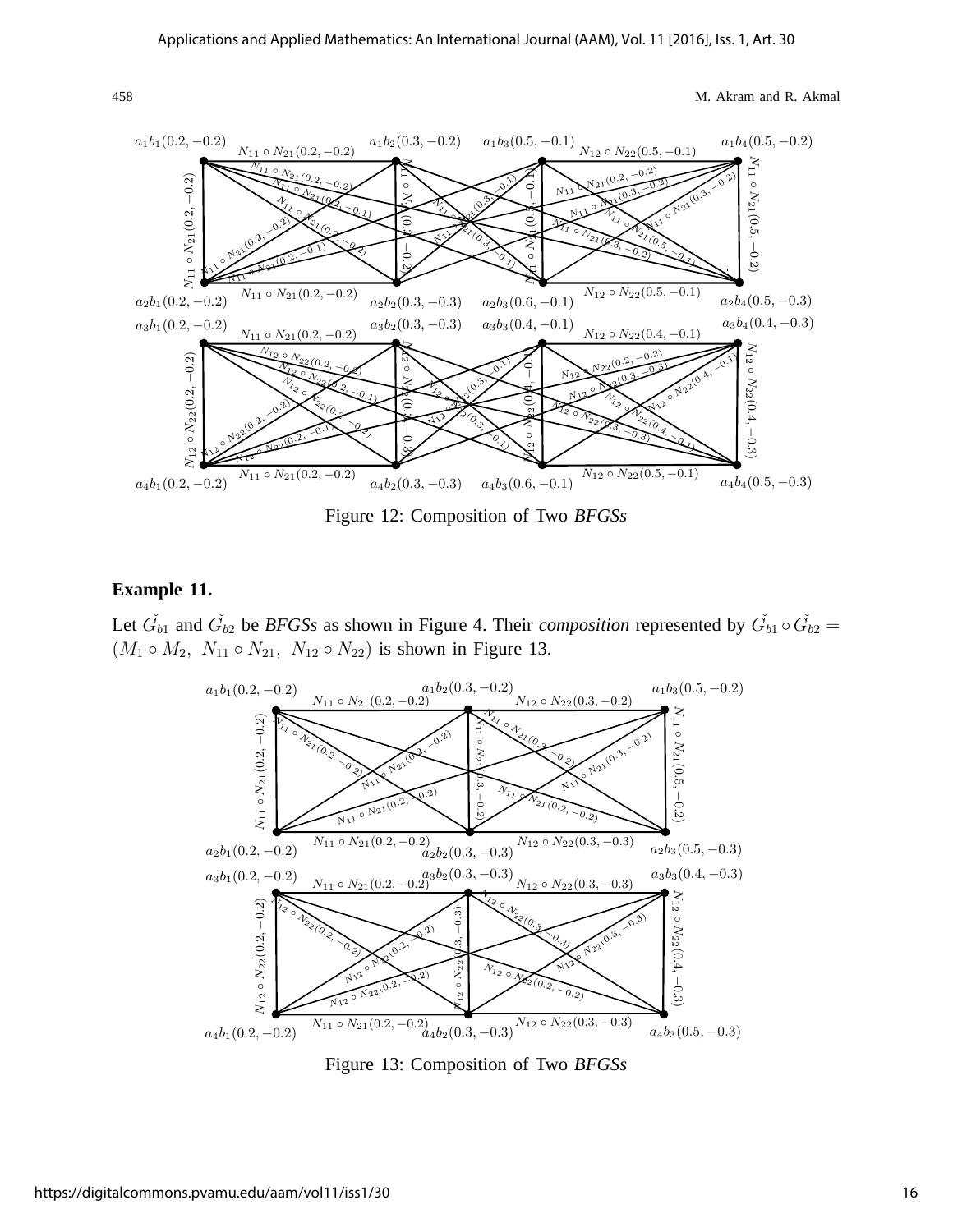Figure 12: Composition of Two *BFGSs*

**Example 11.**

Let $\check{G}_{b1}$ and $\check{G}_{b2}$ be *BFGSs* as shown in Figure 4. Their *composition* represented by $\check{G}_{b1} \circ \check{G}_{b2} = (M_1 \circ M_2,\ N_{11} \circ N_{21},\ N_{12} \circ N_{22})$ is shown in Figure 13.

Figure 13: Composition of Two *BFGSs*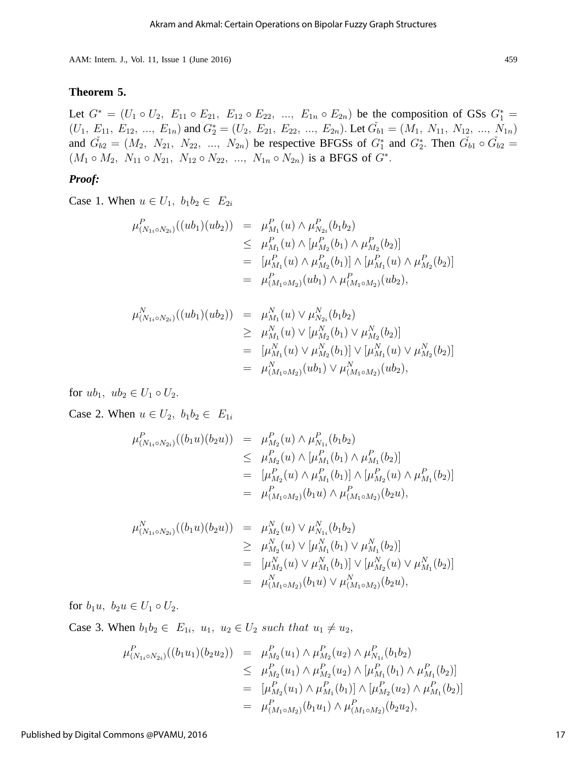**Theorem 5.**

Let $G^* = (U_1 \circ U_2,\ E_{11} \circ E_{21},\ E_{12} \circ E_{22},\ ...,\ E_{1n} \circ E_{2n})$ be the composition of GSs $G_1^* = (U_1,\ E_{11},\ E_{12},\ ...,\ E_{1n})$ and $G_2^* = (U_2,\ E_{21},\ E_{22},\ ...,\ E_{2n})$. Let $\check{G_{b1}} = (M_1,\ N_{11},\ N_{12},\ ...,\ N_{1n})$ and $\check{G_{b2}} = (M_2,\ N_{21},\ N_{22},\ ...,\ N_{2n})$ be respective BFGSs of $G_1^*$ and $G_2^*$. Then $\check{G_{b1}} \circ \check{G_{b2}} = (M_1 \circ M_2,\ N_{11} \circ N_{21},\ N_{12} \circ N_{22},\ ...,\ N_{1n} \circ N_{2n})$ is a BFGS of $G^*$.

***Proof:***

Case 1. When $u \in U_1,\ b_1b_2 \in\ E_{2i}$

$$
\begin{aligned}
\mu^P_{(N_{1i} \circ N_{2i})}((ub_1)(ub_2)) &= \mu^P_{M_1}(u) \wedge \mu^P_{N_{2i}}(b_1b_2) \\
&\leq \mu^P_{M_1}(u) \wedge [\mu^P_{M_2}(b_1) \wedge \mu^P_{M_2}(b_2)] \\
&= [\mu^P_{M_1}(u) \wedge \mu^P_{M_2}(b_1)] \wedge [\mu^P_{M_1}(u) \wedge \mu^P_{M_2}(b_2)] \\
&= \mu^P_{(M_1 \circ M_2)}(ub_1) \wedge \mu^P_{(M_1 \circ M_2)}(ub_2),
\end{aligned}
$$

$$
\begin{aligned}
\mu^N_{(N_{1i} \circ N_{2i})}((ub_1)(ub_2)) &= \mu^N_{M_1}(u) \vee \mu^N_{N_{2i}}(b_1b_2) \\
&\geq \mu^N_{M_1}(u) \vee [\mu^N_{M_2}(b_1) \vee \mu^N_{M_2}(b_2)] \\
&= [\mu^N_{M_1}(u) \vee \mu^N_{M_2}(b_1)] \vee [\mu^N_{M_1}(u) \vee \mu^N_{M_2}(b_2)] \\
&= \mu^N_{(M_1 \circ M_2)}(ub_1) \vee \mu^N_{(M_1 \circ M_2)}(ub_2),
\end{aligned}
$$

for $ub_1,\ ub_2 \in U_1 \circ U_2$.

Case 2. When $u \in U_2,\ b_1b_2 \in\ E_{1i}$

$$
\begin{aligned}
\mu^P_{(N_{1i} \circ N_{2i})}((b_1u)(b_2u)) &= \mu^P_{M_2}(u) \wedge \mu^P_{N_{1i}}(b_1b_2) \\
&\leq \mu^P_{M_2}(u) \wedge [\mu^P_{M_1}(b_1) \wedge \mu^P_{M_1}(b_2)] \\
&= [\mu^P_{M_2}(u) \wedge \mu^P_{M_1}(b_1)] \wedge [\mu^P_{M_2}(u) \wedge \mu^P_{M_1}(b_2)] \\
&= \mu^P_{(M_1 \circ M_2)}(b_1u) \wedge \mu^P_{(M_1 \circ M_2)}(b_2u),
\end{aligned}
$$

$$
\begin{aligned}
\mu^N_{(N_{1i} \circ N_{2i})}((b_1u)(b_2u)) &= \mu^N_{M_2}(u) \vee \mu^N_{N_{1i}}(b_1b_2) \\
&\geq \mu^N_{M_2}(u) \vee [\mu^N_{M_1}(b_1) \vee \mu^N_{M_1}(b_2)] \\
&= [\mu^N_{M_2}(u) \vee \mu^N_{M_1}(b_1)] \vee [\mu^N_{M_2}(u) \vee \mu^N_{M_1}(b_2)] \\
&= \mu^N_{(M_1 \circ M_2)}(b_1u) \vee \mu^N_{(M_1 \circ M_2)}(b_2u),
\end{aligned}
$$

for $b_1u,\ b_2u \in U_1 \circ U_2$.

Case 3. When $b_1b_2 \in\ E_{1i},\ u_1,\ u_2 \in U_2\ such\ that\ u_1 \neq u_2,$

$$
\begin{aligned}
\mu^P_{(N_{1i} \circ N_{2i})}((b_1u_1)(b_2u_2)) &= \mu^P_{M_2}(u_1) \wedge \mu^P_{M_2}(u_2) \wedge \mu^P_{N_{1i}}(b_1b_2) \\
&\leq \mu^P_{M_2}(u_1) \wedge \mu^P_{M_2}(u_2) \wedge [\mu^P_{M_1}(b_1) \wedge \mu^P_{M_1}(b_2)] \\
&= [\mu^P_{M_2}(u_1) \wedge \mu^P_{M_1}(b_1)] \wedge [\mu^P_{M_2}(u_2) \wedge \mu^P_{M_1}(b_2)] \\
&= \mu^P_{(M_1 \circ M_2)}(b_1u_1) \wedge \mu^P_{(M_1 \circ M_2)}(b_2u_2),
\end{aligned}
$$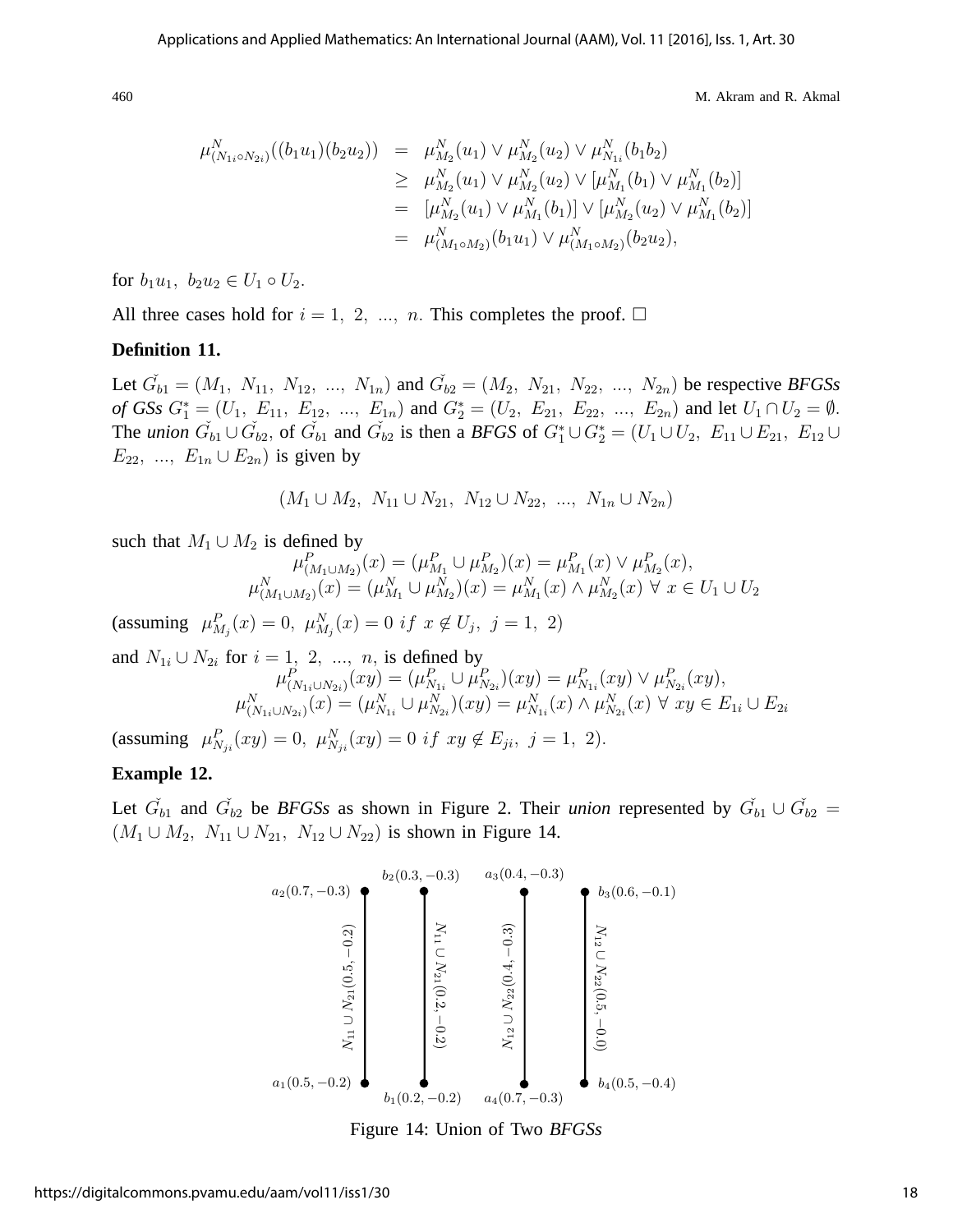$$
\begin{aligned}
\mu^N_{(N_{1i}\circ N_{2i})}((b_1u_1)(b_2u_2)) &= \mu^N_{M_2}(u_1) \vee \mu^N_{M_2}(u_2) \vee \mu^N_{N_{1i}}(b_1b_2) \\
&\geq \mu^N_{M_2}(u_1) \vee \mu^N_{M_2}(u_2) \vee [\mu^N_{M_1}(b_1) \vee \mu^N_{M_1}(b_2)] \\
&= [\mu^N_{M_2}(u_1) \vee \mu^N_{M_1}(b_1)] \vee [\mu^N_{M_2}(u_2) \vee \mu^N_{M_1}(b_2)] \\
&= \mu^N_{(M_1\circ M_2)}(b_1u_1) \vee \mu^N_{(M_1\circ M_2)}(b_2u_2),
\end{aligned}
$$

for $b_1u_1,\ b_2u_2 \in U_1 \circ U_2$.

All three cases hold for $i = 1,\ 2,\ ...,\ n$. This completes the proof. □

**Definition 11.**

Let $\check{G_{b1}} = (M_1,\ N_{11},\ N_{12},\ ...,\ N_{1n})$ and $\check{G_{b2}} = (M_2,\ N_{21},\ N_{22},\ ...,\ N_{2n})$ be respective *BFGSs of GSs* $G_1^* = (U_1,\ E_{11},\ E_{12},\ ...,\ E_{1n})$ and $G_2^* = (U_2,\ E_{21},\ E_{22},\ ...,\ E_{2n})$ and let $U_1 \cap U_2 = \emptyset$. The *union* $\check{G_{b1}} \cup \check{G_{b2}}$, of $\check{G_{b1}}$ and $\check{G_{b2}}$ is then a *BFGS* of $G_1^* \cup G_2^* = (U_1 \cup U_2,\ E_{11} \cup E_{21},\ E_{12} \cup E_{22},\ ...,\ E_{1n} \cup E_{2n})$ is given by

$$(M_1 \cup M_2,\ N_{11} \cup N_{21},\ N_{12} \cup N_{22},\ ...,\ N_{1n} \cup N_{2n})$$

such that $M_1 \cup M_2$ is defined by

$$
\begin{aligned}
\mu^P_{(M_1\cup M_2)}(x) &= (\mu^P_{M_1} \cup \mu^P_{M_2})(x) = \mu^P_{M_1}(x) \vee \mu^P_{M_2}(x), \\
\mu^N_{(M_1\cup M_2)}(x) &= (\mu^N_{M_1} \cup \mu^N_{M_2})(x) = \mu^N_{M_1}(x) \wedge \mu^N_{M_2}(x)\ \forall\ x \in U_1 \cup U_2
\end{aligned}
$$

(assuming $\mu^P_{M_j}(x) = 0,\ \mu^N_{M_j}(x) = 0\ if\ x \notin U_j,\ j = 1,\ 2$)

and $N_{1i} \cup N_{2i}$ for $i = 1,\ 2,\ ...,\ n$, is defined by

$$
\begin{aligned}
\mu^P_{(N_{1i}\cup N_{2i})}(xy) &= (\mu^P_{N_{1i}} \cup \mu^P_{N_{2i}})(xy) = \mu^P_{N_{1i}}(xy) \vee \mu^P_{N_{2i}}(xy), \\
\mu^N_{(N_{1i}\cup N_{2i})}(x) &= (\mu^N_{N_{1i}} \cup \mu^N_{N_{2i}})(xy) = \mu^N_{N_{1i}}(x) \wedge \mu^N_{N_{2i}}(x)\ \forall\ xy \in E_{1i} \cup E_{2i}
\end{aligned}
$$

(assuming $\mu^P_{N_{ji}}(xy) = 0,\ \mu^N_{N_{ji}}(xy) = 0\ if\ xy \notin E_{ji},\ j = 1,\ 2$).

**Example 12.**

Let $\check{G_{b1}}$ and $\check{G_{b2}}$ be *BFGSs* as shown in Figure 2. Their *union* represented by $\check{G_{b1}} \cup \check{G_{b2}} = (M_1 \cup M_2,\ N_{11} \cup N_{21},\ N_{12} \cup N_{22})$ is shown in Figure 14.

$a_2(0.7, -0.3)$, $a_1(0.5, -0.2)$, $N_{11} \cup N_{21}(0.5, -0.2)$; $b_2(0.3, -0.3)$, $b_1(0.2, -0.2)$, $N_{11} \cup N_{21}(0.2, -0.2)$; $a_3(0.4, -0.3)$, $a_4(0.7, -0.3)$, $N_{12} \cup N_{22}(0.4, -0.3)$; $b_3(0.6, -0.1)$, $b_4(0.5, -0.4)$, $N_{12} \cup N_{22}(0.5, -0.0)$

Figure 14: Union of Two *BFGSs*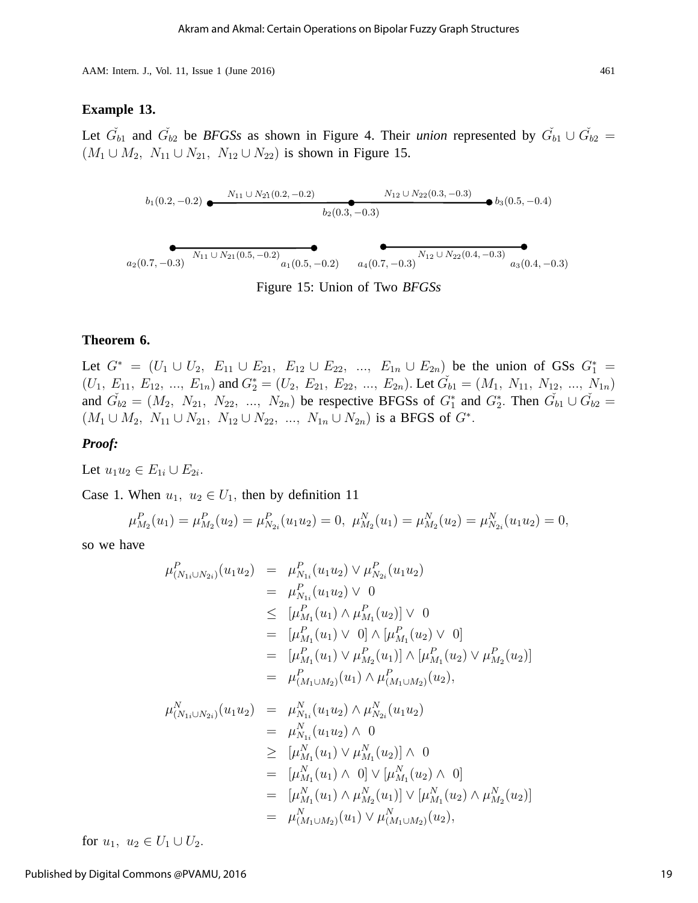**Example 13.**

Let $\check{G_{b1}}$ and $\check{G_{b2}}$ be *BFGSs* as shown in Figure 4. Their *union* represented by $\check{G_{b1}} \cup \check{G_{b2}} = (M_1 \cup M_2,\ N_{11} \cup N_{21},\ N_{12} \cup N_{22})$ is shown in Figure 15.

$b_1(0.2, -0.2)$ — $N_{11} \cup N_{21}(0.2, -0.2)$ — $b_2(0.3, -0.3)$ — $N_{12} \cup N_{22}(0.3, -0.3)$ — $b_3(0.5, -0.4)$

$a_2(0.7, -0.3)$ — $N_{11} \cup N_{21}(0.5, -0.2)$ — $a_1(0.5, -0.2)$ $\quad$ $a_4(0.7, -0.3)$ — $N_{12} \cup N_{22}(0.4, -0.3)$ — $a_3(0.4, -0.3)$

Figure 15: Union of Two *BFGSs*

**Theorem 6.**

Let $G^* = (U_1 \cup U_2,\ E_{11} \cup E_{21},\ E_{12} \cup E_{22},\ ...,\ E_{1n} \cup E_{2n})$ be the union of GSs $G_1^* = (U_1,\ E_{11},\ E_{12},\ ...,\ E_{1n})$ and $G_2^* = (U_2,\ E_{21},\ E_{22},\ ...,\ E_{2n})$. Let $\check{G_{b1}} = (M_1,\ N_{11},\ N_{12},\ ...,\ N_{1n})$ and $\check{G_{b2}} = (M_2,\ N_{21},\ N_{22},\ ...,\ N_{2n})$ be respective BFGSs of $G_1^*$ and $G_2^*$. Then $\check{G_{b1}} \cup \check{G_{b2}} = (M_1 \cup M_2,\ N_{11} \cup N_{21},\ N_{12} \cup N_{22},\ ...,\ N_{1n} \cup N_{2n})$ is a BFGS of $G^*$.

***Proof:***

Let $u_1u_2 \in E_{1i} \cup E_{2i}$.

Case 1. When $u_1,\ u_2 \in U_1$, then by definition 11

$$\mu^P_{M_2}(u_1) = \mu^P_{M_2}(u_2) = \mu^P_{N_{2i}}(u_1u_2) = 0,\ \mu^N_{M_2}(u_1) = \mu^N_{M_2}(u_2) = \mu^N_{N_{2i}}(u_1u_2) = 0,$$

so we have

$$\begin{aligned}
\mu^P_{(N_{1i} \cup N_{2i})}(u_1u_2) &= \mu^P_{N_{1i}}(u_1u_2) \vee \mu^P_{N_{2i}}(u_1u_2) \\
&= \mu^P_{N_{1i}}(u_1u_2) \vee\ 0 \\
&\leq [\mu^P_{M_1}(u_1) \wedge \mu^P_{M_1}(u_2)] \vee\ 0 \\
&= [\mu^P_{M_1}(u_1) \vee\ 0] \wedge [\mu^P_{M_1}(u_2) \vee\ 0] \\
&= [\mu^P_{M_1}(u_1) \vee \mu^P_{M_2}(u_1)] \wedge [\mu^P_{M_1}(u_2) \vee \mu^P_{M_2}(u_2)] \\
&= \mu^P_{(M_1 \cup M_2)}(u_1) \wedge \mu^P_{(M_1 \cup M_2)}(u_2),
\end{aligned}$$

$$\begin{aligned}
\mu^N_{(N_{1i} \cup N_{2i})}(u_1u_2) &= \mu^N_{N_{1i}}(u_1u_2) \wedge \mu^N_{N_{2i}}(u_1u_2) \\
&= \mu^N_{N_{1i}}(u_1u_2) \wedge\ 0 \\
&\geq [\mu^N_{M_1}(u_1) \vee \mu^N_{M_1}(u_2)] \wedge\ 0 \\
&= [\mu^N_{M_1}(u_1) \wedge\ 0] \vee [\mu^N_{M_1}(u_2) \wedge\ 0] \\
&= [\mu^N_{M_1}(u_1) \wedge \mu^N_{M_2}(u_1)] \vee [\mu^N_{M_1}(u_2) \wedge \mu^N_{M_2}(u_2)] \\
&= \mu^N_{(M_1 \cup M_2)}(u_1) \vee \mu^N_{(M_1 \cup M_2)}(u_2),
\end{aligned}$$

for $u_1,\ u_2 \in U_1 \cup U_2$.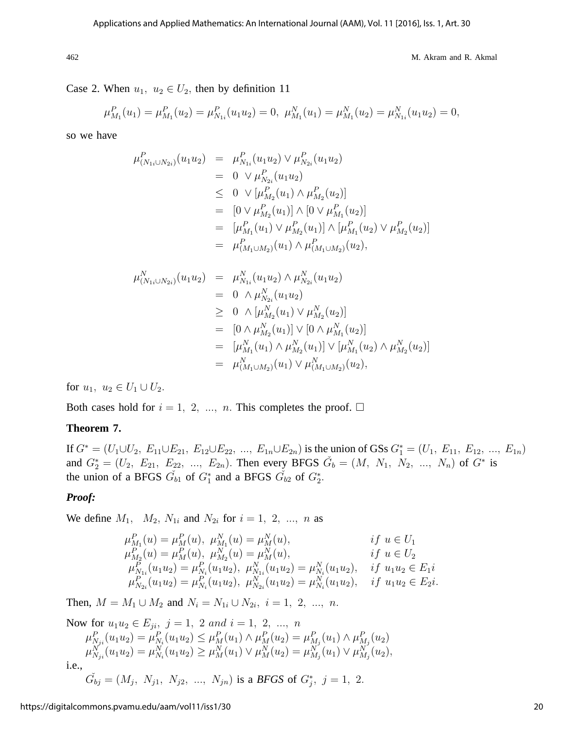Case 2. When $u_1,\ u_2 \in U_2$, then by definition 11

$$\mu^P_{M_1}(u_1) = \mu^P_{M_1}(u_2) = \mu^P_{N_{1i}}(u_1u_2) = 0,\ \mu^N_{M_1}(u_1) = \mu^N_{M_1}(u_2) = \mu^N_{N_{1i}}(u_1u_2) = 0,$$

so we have

$$\begin{aligned}
\mu^P_{(N_{1i}\cup N_{2i})}(u_1u_2) &= \mu^P_{N_{1i}}(u_1u_2) \vee \mu^P_{N_{2i}}(u_1u_2)\\
&= 0\ \vee \mu^P_{N_{2i}}(u_1u_2)\\
&\leq 0\ \vee [\mu^P_{M_2}(u_1) \wedge \mu^P_{M_2}(u_2)]\\
&= [0 \vee \mu^P_{M_2}(u_1)] \wedge [0 \vee \mu^P_{M_1}(u_2)]\\
&= [\mu^P_{M_1}(u_1) \vee \mu^P_{M_2}(u_1)] \wedge [\mu^P_{M_1}(u_2) \vee \mu^P_{M_2}(u_2)]\\
&= \mu^P_{(M_1\cup M_2)}(u_1) \wedge \mu^P_{(M_1\cup M_2)}(u_2),
\end{aligned}$$

$$\begin{aligned}
\mu^N_{(N_{1i}\cup N_{2i})}(u_1u_2) &= \mu^N_{N_{1i}}(u_1u_2) \wedge \mu^N_{N_{2i}}(u_1u_2)\\
&= 0\ \wedge \mu^N_{N_{2i}}(u_1u_2)\\
&\geq 0\ \wedge [\mu^N_{M_2}(u_1) \vee \mu^N_{M_2}(u_2)]\\
&= [0 \wedge \mu^N_{M_2}(u_1)] \vee [0 \wedge \mu^N_{M_1}(u_2)]\\
&= [\mu^N_{M_1}(u_1) \wedge \mu^N_{M_2}(u_1)] \vee [\mu^N_{M_1}(u_2) \wedge \mu^N_{M_2}(u_2)]\\
&= \mu^N_{(M_1\cup M_2)}(u_1) \vee \mu^N_{(M_1\cup M_2)}(u_2),
\end{aligned}$$

for $u_1,\ u_2 \in U_1 \cup U_2$.

Both cases hold for $i = 1,\ 2,\ ...,\ n$. This completes the proof. □

**Theorem 7.**

If $G^* = (U_1 \cup U_2,\ E_{11}\cup E_{21},\ E_{12}\cup E_{22},\ ...,\ E_{1n}\cup E_{2n})$ is the union of GSs $G^*_1 = (U_1,\ E_{11},\ E_{12},\ ...,\ E_{1n})$ and $G^*_2 = (U_2,\ E_{21},\ E_{22},\ ...,\ E_{2n})$. Then every BFGS $\check{G}_b = (M,\ N_1,\ N_2,\ ...,\ N_n)$ of $G^*$ is the union of a BFGS $\check{G}_{b1}$ of $G^*_1$ and a BFGS $\check{G}_{b2}$ of $G^*_2$.

***Proof:***

We define $M_1$, $M_2$, $N_{1i}$ and $N_{2i}$ for $i = 1,\ 2,\ ...,\ n$ as

$$\begin{array}{ll}
\mu^P_{M_1}(u) = \mu^P_M(u),\ \mu^N_{M_1}(u) = \mu^N_M(u), & if\ u \in U_1\\
\mu^P_{M_2}(u) = \mu^P_M(u),\ \mu^N_{M_2}(u) = \mu^N_M(u), & if\ u \in U_2\\
\mu^P_{N_{1i}}(u_1u_2) = \mu^P_{N_i}(u_1u_2),\ \mu^N_{N_{1i}}(u_1u_2) = \mu^N_{N_i}(u_1u_2), & if\ u_1u_2 \in E_1i\\
\mu^P_{N_{2i}}(u_1u_2) = \mu^P_{N_i}(u_1u_2),\ \mu^N_{N_{2i}}(u_1u_2) = \mu^N_{N_i}(u_1u_2), & if\ u_1u_2 \in E_2i.
\end{array}$$

Then, $M = M_1 \cup M_2$ and $N_i = N_{1i} \cup N_{2i},\ i = 1,\ 2,\ ...,\ n.$

Now for $u_1u_2 \in E_{ji},\ j = 1,\ 2\ and\ i = 1,\ 2,\ ...,\ n$

$$\mu^P_{N_{ji}}(u_1u_2) = \mu^P_{N_i}(u_1u_2) \leq \mu^P_M(u_1) \wedge \mu^P_M(u_2) = \mu^P_{M_j}(u_1) \wedge \mu^P_{M_j}(u_2)$$
$$\mu^N_{N_{ji}}(u_1u_2) = \mu^N_{N_i}(u_1u_2) \geq \mu^N_M(u_1) \vee \mu^N_M(u_2) = \mu^N_{M_j}(u_1) \vee \mu^N_{M_j}(u_2),$$

i.e.,

$\check{G}_{bj} = (M_j,\ N_{j1},\ N_{j2},\ ...,\ N_{jn})$ is a *BFGS* of $G^*_j,\ j = 1,\ 2.$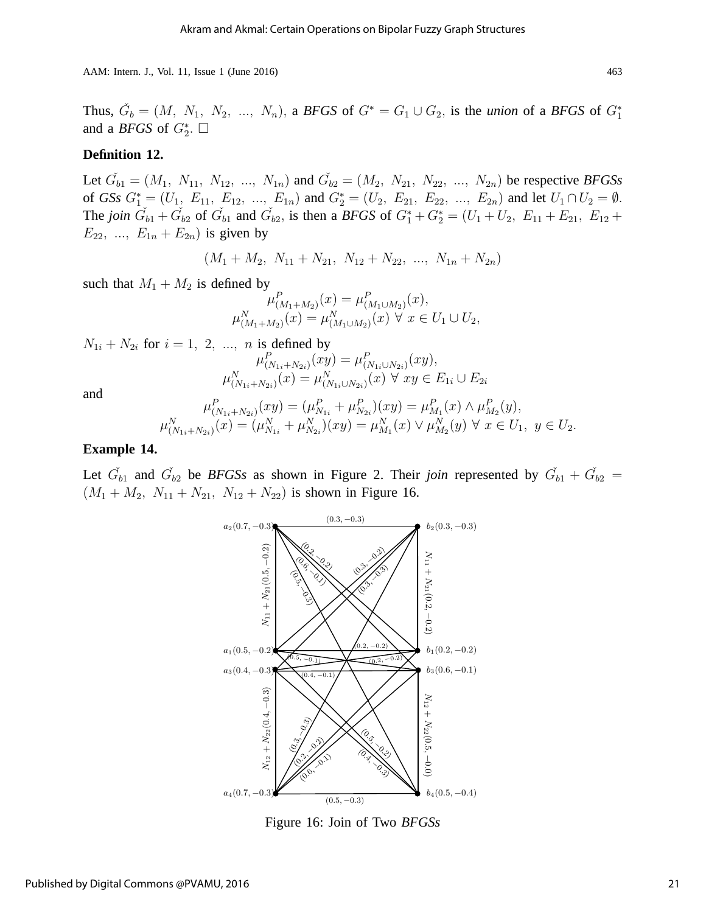Thus, $\check{G}_b = (M,\ N_1,\ N_2,\ ...,\ N_n)$, a *BFGS* of $G^* = G_1 \cup G_2$, is the *union* of a *BFGS* of $G_1^*$ and a *BFGS* of $G_2^*$. $\square$

**Definition 12.**

Let $\check{G_{b1}} = (M_1,\ N_{11},\ N_{12},\ ...,\ N_{1n})$ and $\check{G_{b2}} = (M_2,\ N_{21},\ N_{22},\ ...,\ N_{2n})$ be respective *BFGSs* of *GSs* $G_1^* = (U_1,\ E_{11},\ E_{12},\ ...,\ E_{1n})$ and $G_2^* = (U_2,\ E_{21},\ E_{22},\ ...,\ E_{2n})$ and let $U_1 \cap U_2 = \emptyset$. The *join* $\check{G_{b1}} + \check{G_{b2}}$ of $\check{G_{b1}}$ and $\check{G_{b2}}$, is then a *BFGS* of $G_1^* + G_2^* = (U_1 + U_2,\ E_{11} + E_{21},\ E_{12} + E_{22},\ ...,\ E_{1n} + E_{2n})$ is given by

$$(M_1 + M_2,\ N_{11} + N_{21},\ N_{12} + N_{22},\ ...,\ N_{1n} + N_{2n})$$

such that $M_1 + M_2$ is defined by

$$\mu^P_{(M_1+M_2)}(x) = \mu^P_{(M_1 \cup M_2)}(x),$$
$$\mu^N_{(M_1+M_2)}(x) = \mu^N_{(M_1 \cup M_2)}(x)\ \forall\ x \in U_1 \cup U_2,$$

$N_{1i} + N_{2i}$ for $i = 1,\ 2,\ ...,\ n$ is defined by

$$\mu^P_{(N_{1i}+N_{2i})}(xy) = \mu^P_{(N_{1i} \cup N_{2i})}(xy),$$
$$\mu^N_{(N_{1i}+N_{2i})}(x) = \mu^N_{(N_{1i} \cup N_{2i})}(x)\ \forall\ xy \in E_{1i} \cup E_{2i}$$

and

$$\mu^P_{(N_{1i}+N_{2i})}(xy) = (\mu^P_{N_{1i}} + \mu^P_{N_{2i}})(xy) = \mu^P_{M_1}(x) \wedge \mu^P_{M_2}(y),$$
$$\mu^N_{(N_{1i}+N_{2i})}(x) = (\mu^N_{N_{1i}} + \mu^N_{N_{2i}})(xy) = \mu^N_{M_1}(x) \vee \mu^N_{M_2}(y)\ \forall\ x \in U_1,\ y \in U_2.$$

**Example 14.**

Let $\check{G_{b1}}$ and $\check{G_{b2}}$ be *BFGSs* as shown in Figure 2. Their *join* represented by $\check{G_{b1}} + \check{G_{b2}} = (M_1 + M_2,\ N_{11} + N_{21},\ N_{12} + N_{22})$ is shown in Figure 16.

Figure 16: Join of Two *BFGSs*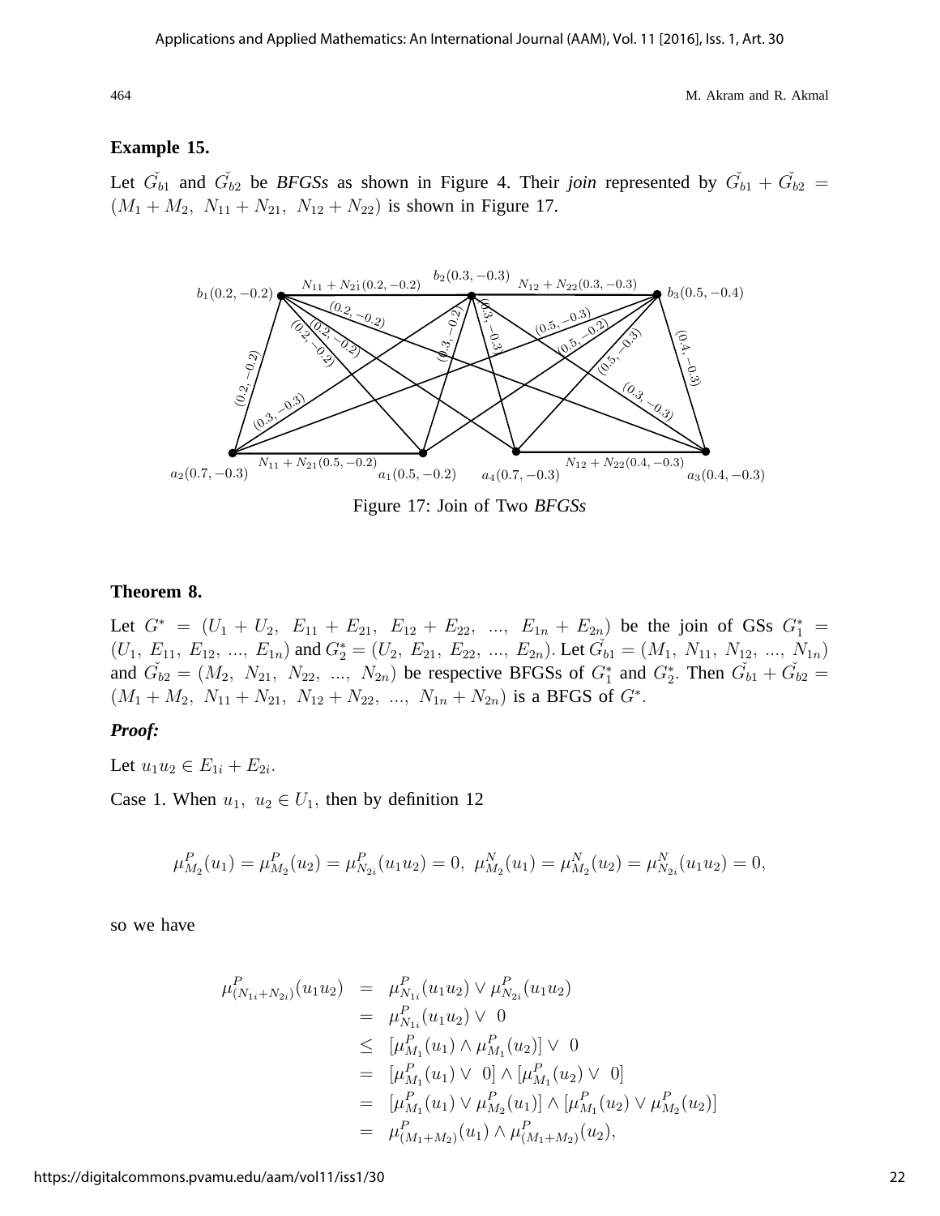**Example 15.**

Let $\check{G}_{b1}$ and $\check{G}_{b2}$ be *BFGSs* as shown in Figure 4. Their *join* represented by $\check{G}_{b1} + \check{G}_{b2} = (M_1 + M_2,\ N_{11} + N_{21},\ N_{12} + N_{22})$ is shown in Figure 17.

Figure 17: Join of Two *BFGSs*

**Theorem 8.**

Let $G^* = (U_1 + U_2,\ E_{11} + E_{21},\ E_{12} + E_{22},\ ...,\ E_{1n} + E_{2n})$ be the join of GSs $G_1^* = (U_1,\ E_{11},\ E_{12},\ ...,\ E_{1n})$ and $G_2^* = (U_2,\ E_{21},\ E_{22},\ ...,\ E_{2n})$. Let $\check{G}_{b1} = (M_1,\ N_{11},\ N_{12},\ ...,\ N_{1n})$ and $\check{G}_{b2} = (M_2,\ N_{21},\ N_{22},\ ...,\ N_{2n})$ be respective BFGSs of $G_1^*$ and $G_2^*$. Then $\check{G}_{b1} + \check{G}_{b2} = (M_1 + M_2,\ N_{11} + N_{21},\ N_{12} + N_{22},\ ...,\ N_{1n} + N_{2n})$ is a BFGS of $G^*$.

***Proof:***

Let $u_1 u_2 \in E_{1i} + E_{2i}$.

Case 1. When $u_1,\ u_2 \in U_1$, then by definition 12

$$\mu_{M_2}^P(u_1) = \mu_{M_2}^P(u_2) = \mu_{N_{2i}}^P(u_1u_2) = 0,\ \mu_{M_2}^N(u_1) = \mu_{M_2}^N(u_2) = \mu_{N_{2i}}^N(u_1u_2) = 0,$$

so we have

$$\begin{aligned}
\mu_{(N_{1i}+N_{2i})}^P(u_1u_2) &= \mu_{N_{1i}}^P(u_1u_2) \vee \mu_{N_{2i}}^P(u_1u_2) \\
&= \mu_{N_{1i}}^P(u_1u_2) \vee\ 0 \\
&\leq [\mu_{M_1}^P(u_1) \wedge \mu_{M_1}^P(u_2)] \vee\ 0 \\
&= [\mu_{M_1}^P(u_1) \vee\ 0] \wedge [\mu_{M_1}^P(u_2) \vee\ 0] \\
&= [\mu_{M_1}^P(u_1) \vee \mu_{M_2}^P(u_1)] \wedge [\mu_{M_1}^P(u_2) \vee \mu_{M_2}^P(u_2)] \\
&= \mu_{(M_1+M_2)}^P(u_1) \wedge \mu_{(M_1+M_2)}^P(u_2),
\end{aligned}$$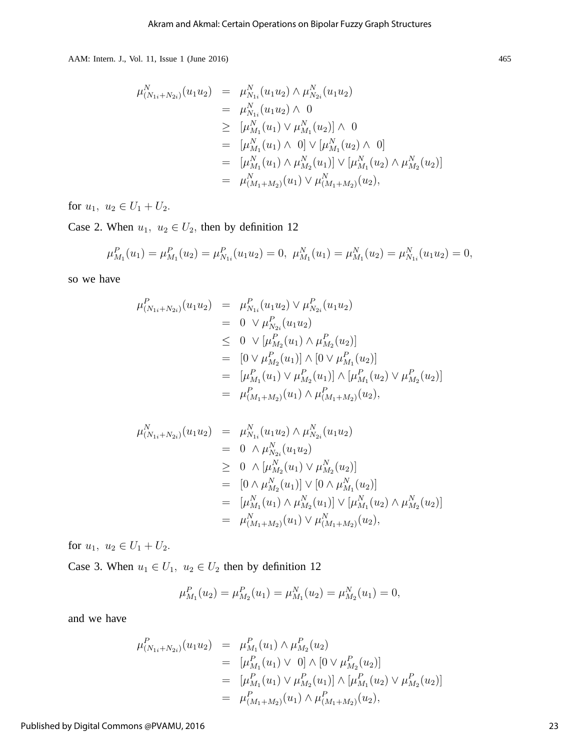$$
\begin{aligned}
\mu^N_{(N_{1i}+N_{2i})}(u_1u_2) &= \mu^N_{N_{1i}}(u_1u_2) \wedge \mu^N_{N_{2i}}(u_1u_2) \\
&= \mu^N_{N_{1i}}(u_1u_2) \wedge \ 0 \\
&\geq [\mu^N_{M_1}(u_1) \vee \mu^N_{M_1}(u_2)] \wedge \ 0 \\
&= [\mu^N_{M_1}(u_1) \wedge \ 0] \vee [\mu^N_{M_1}(u_2) \wedge \ 0] \\
&= [\mu^N_{M_1}(u_1) \wedge \mu^N_{M_2}(u_1)] \vee [\mu^N_{M_1}(u_2) \wedge \mu^N_{M_2}(u_2)] \\
&= \mu^N_{(M_1+M_2)}(u_1) \vee \mu^N_{(M_1+M_2)}(u_2),
\end{aligned}
$$

for $u_1, \ u_2 \in U_1 + U_2$.

Case 2. When $u_1, \ u_2 \in U_2$, then by definition 12

$$
\mu^P_{M_1}(u_1) = \mu^P_{M_1}(u_2) = \mu^P_{N_{1i}}(u_1u_2) = 0, \ \mu^N_{M_1}(u_1) = \mu^N_{M_1}(u_2) = \mu^N_{N_{1i}}(u_1u_2) = 0,
$$

so we have

$$
\begin{aligned}
\mu^P_{(N_{1i}+N_{2i})}(u_1u_2) &= \mu^P_{N_{1i}}(u_1u_2) \vee \mu^P_{N_{2i}}(u_1u_2) \\
&= 0 \ \vee \mu^P_{N_{2i}}(u_1u_2) \\
&\leq 0 \ \vee [\mu^P_{M_2}(u_1) \wedge \mu^P_{M_2}(u_2)] \\
&= [0 \vee \mu^P_{M_2}(u_1)] \wedge [0 \vee \mu^P_{M_1}(u_2)] \\
&= [\mu^P_{M_1}(u_1) \vee \mu^P_{M_2}(u_1)] \wedge [\mu^P_{M_1}(u_2) \vee \mu^P_{M_2}(u_2)] \\
&= \mu^P_{(M_1+M_2)}(u_1) \wedge \mu^P_{(M_1+M_2)}(u_2),
\end{aligned}
$$

$$
\begin{aligned}
\mu^N_{(N_{1i}+N_{2i})}(u_1u_2) &= \mu^N_{N_{1i}}(u_1u_2) \wedge \mu^N_{N_{2i}}(u_1u_2) \\
&= 0 \ \wedge \mu^N_{N_{2i}}(u_1u_2) \\
&\geq 0 \ \wedge [\mu^N_{M_2}(u_1) \vee \mu^N_{M_2}(u_2)] \\
&= [0 \wedge \mu^N_{M_2}(u_1)] \vee [0 \wedge \mu^N_{M_1}(u_2)] \\
&= [\mu^N_{M_1}(u_1) \wedge \mu^N_{M_2}(u_1)] \vee [\mu^N_{M_1}(u_2) \wedge \mu^N_{M_2}(u_2)] \\
&= \mu^N_{(M_1+M_2)}(u_1) \vee \mu^N_{(M_1+M_2)}(u_2),
\end{aligned}
$$

for $u_1, \ u_2 \in U_1 + U_2$.

Case 3. When $u_1 \in U_1, \ u_2 \in U_2$ then by definition 12

$$
\mu^P_{M_1}(u_2) = \mu^P_{M_2}(u_1) = \mu^N_{M_1}(u_2) = \mu^N_{M_2}(u_1) = 0,
$$

and we have

$$
\begin{aligned}
\mu^P_{(N_{1i}+N_{2i})}(u_1u_2) &= \mu^P_{M_1}(u_1) \wedge \mu^P_{M_2}(u_2) \\
&= [\mu^P_{M_1}(u_1) \vee \ 0] \wedge [0 \vee \mu^P_{M_2}(u_2)] \\
&= [\mu^P_{M_1}(u_1) \vee \mu^P_{M_2}(u_1)] \wedge [\mu^P_{M_1}(u_2) \vee \mu^P_{M_2}(u_2)] \\
&= \mu^P_{(M_1+M_2)}(u_1) \wedge \mu^P_{(M_1+M_2)}(u_2),
\end{aligned}
$$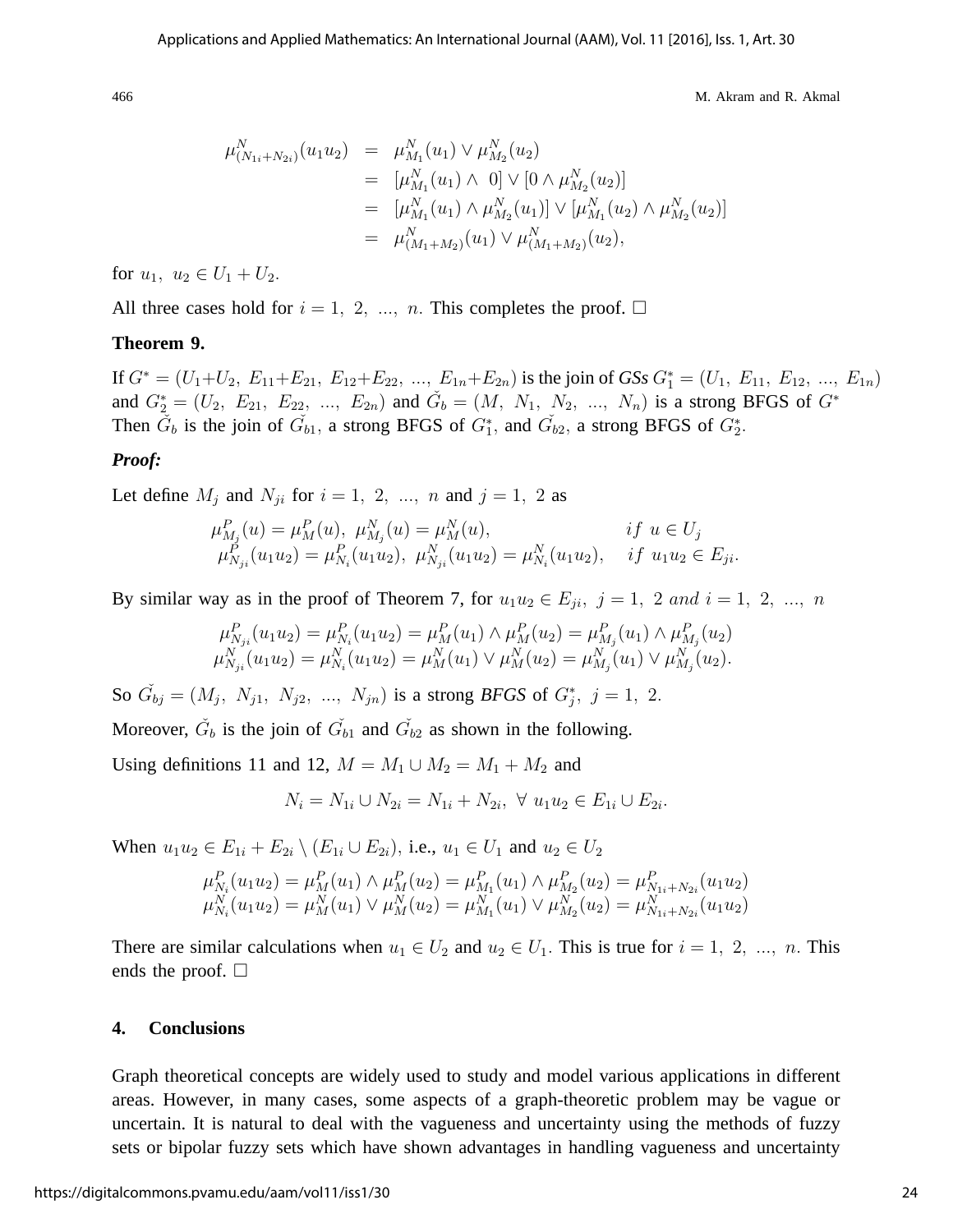$$
\begin{aligned}
\mu^N_{(N_{1i}+N_{2i})}(u_1u_2) &= \mu^N_{M_1}(u_1) \vee \mu^N_{M_2}(u_2) \\
&= [\mu^N_{M_1}(u_1) \wedge\ 0] \vee [0 \wedge \mu^N_{M_2}(u_2)] \\
&= [\mu^N_{M_1}(u_1) \wedge \mu^N_{M_2}(u_1)] \vee [\mu^N_{M_1}(u_2) \wedge \mu^N_{M_2}(u_2)] \\
&= \mu^N_{(M_1+M_2)}(u_1) \vee \mu^N_{(M_1+M_2)}(u_2),
\end{aligned}
$$

for $u_1,\ u_2 \in U_1 + U_2$.

All three cases hold for $i = 1,\ 2,\ ...,\ n$. This completes the proof. □

**Theorem 9.**

If $G^* = (U_1{+}U_2,\ E_{11}{+}E_{21},\ E_{12}{+}E_{22},\ ...,\ E_{1n}{+}E_{2n})$ is the join of *GSs* $G^*_1 = (U_1,\ E_{11},\ E_{12},\ ...,\ E_{1n})$ and $G^*_2 = (U_2,\ E_{21},\ E_{22},\ ...,\ E_{2n})$ and $\check{G}_b = (M,\ N_1,\ N_2,\ ...,\ N_n)$ is a strong BFGS of $G^*$ Then $\check{G}_b$ is the join of $\check{G}_{b1}$, a strong BFGS of $G^*_1$, and $\check{G}_{b2}$, a strong BFGS of $G^*_2$.

***Proof:***

Let define $M_j$ and $N_{ji}$ for $i = 1,\ 2,\ ...,\ n$ and $j = 1,\ 2$ as

$$
\begin{aligned}
&\mu^P_{M_j}(u) = \mu^P_M(u),\ \mu^N_{M_j}(u) = \mu^N_M(u), && if\ u \in U_j \\
&\mu^P_{N_{ji}}(u_1u_2) = \mu^P_{N_i}(u_1u_2),\ \mu^N_{N_{ji}}(u_1u_2) = \mu^N_{N_i}(u_1u_2), && if\ u_1u_2 \in E_{ji}.
\end{aligned}
$$

By similar way as in the proof of Theorem 7, for $u_1u_2 \in E_{ji},\ j = 1,\ 2\ and\ i = 1,\ 2,\ ...,\ n$

$$
\begin{aligned}
\mu^P_{N_{ji}}(u_1u_2) = \mu^P_{N_i}(u_1u_2) = \mu^P_M(u_1) \wedge \mu^P_M(u_2) = \mu^P_{M_j}(u_1) \wedge \mu^P_{M_j}(u_2) \\
\mu^N_{N_{ji}}(u_1u_2) = \mu^N_{N_i}(u_1u_2) = \mu^N_M(u_1) \vee \mu^N_M(u_2) = \mu^N_{M_j}(u_1) \vee \mu^N_{M_j}(u_2).
\end{aligned}
$$

So $\check{G}_{bj} = (M_j,\ N_{j1},\ N_{j2},\ ...,\ N_{jn})$ is a strong *BFGS* of $G^*_j,\ j = 1,\ 2.$

Moreover, $\check{G}_b$ is the join of $\check{G}_{b1}$ and $\check{G}_{b2}$ as shown in the following.

Using definitions 11 and 12, $M = M_1 \cup M_2 = M_1 + M_2$ and

$$
N_i = N_{1i} \cup N_{2i} = N_{1i} + N_{2i},\ \forall\ u_1u_2 \in E_{1i} \cup E_{2i}.
$$

When $u_1u_2 \in E_{1i} + E_{2i} \setminus (E_{1i} \cup E_{2i})$, i.e., $u_1 \in U_1$ and $u_2 \in U_2$

$$
\begin{aligned}
\mu^P_{N_i}(u_1u_2) = \mu^P_M(u_1) \wedge \mu^P_M(u_2) = \mu^P_{M_1}(u_1) \wedge \mu^P_{M_2}(u_2) = \mu^P_{N_{1i}+N_{2i}}(u_1u_2) \\
\mu^N_{N_i}(u_1u_2) = \mu^N_M(u_1) \vee \mu^N_M(u_2) = \mu^N_{M_1}(u_1) \vee \mu^N_{M_2}(u_2) = \mu^N_{N_{1i}+N_{2i}}(u_1u_2)
\end{aligned}
$$

There are similar calculations when $u_1 \in U_2$ and $u_2 \in U_1$. This is true for $i = 1,\ 2,\ ...,\ n$. This ends the proof. □

## 4. Conclusions

Graph theoretical concepts are widely used to study and model various applications in different areas. However, in many cases, some aspects of a graph-theoretic problem may be vague or uncertain. It is natural to deal with the vagueness and uncertainty using the methods of fuzzy sets or bipolar fuzzy sets which have shown advantages in handling vagueness and uncertainty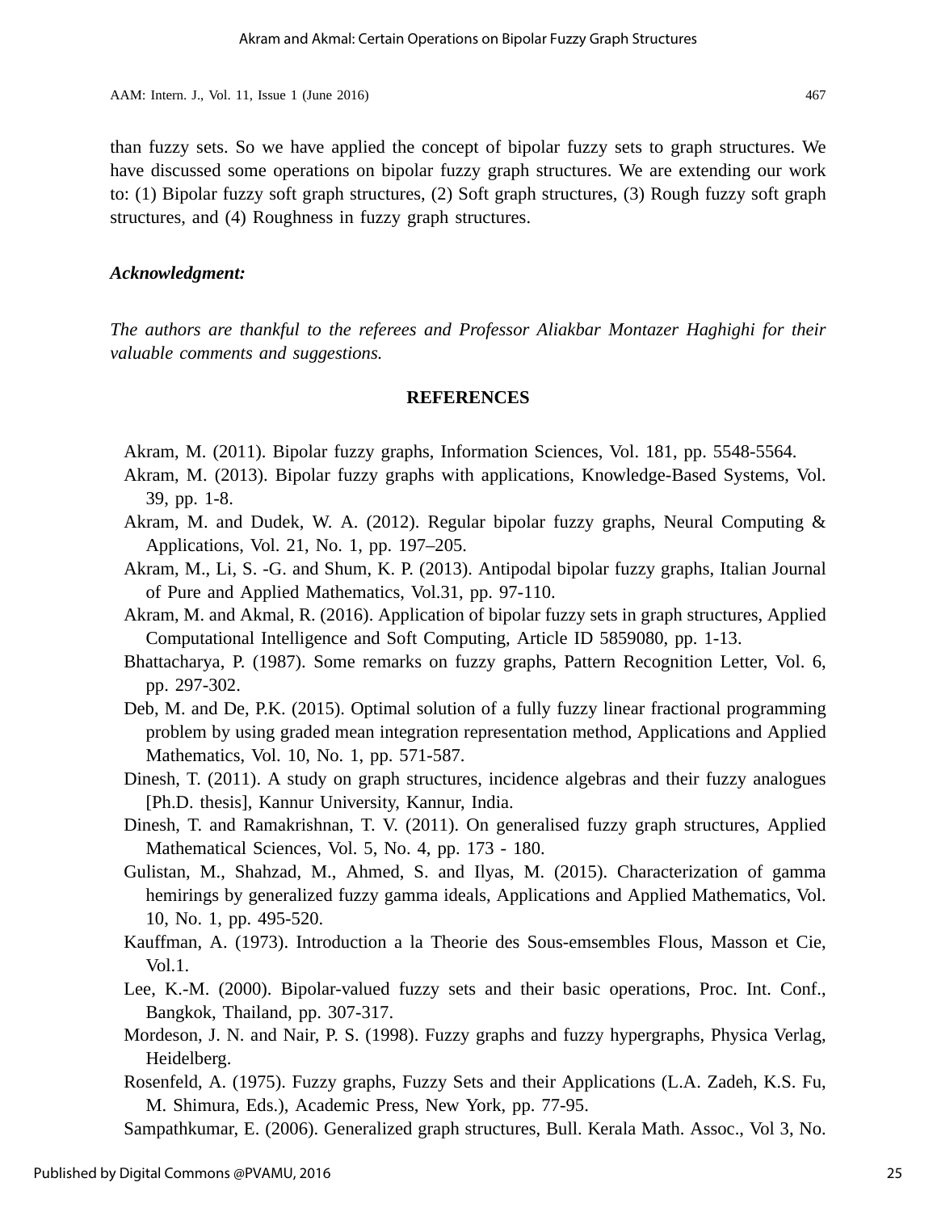than fuzzy sets. So we have applied the concept of bipolar fuzzy sets to graph structures. We have discussed some operations on bipolar fuzzy graph structures. We are extending our work to: (1) Bipolar fuzzy soft graph structures, (2) Soft graph structures, (3) Rough fuzzy soft graph structures, and (4) Roughness in fuzzy graph structures.

***Acknowledgment:***

*The authors are thankful to the referees and Professor Aliakbar Montazer Haghighi for their valuable comments and suggestions.*

## REFERENCES

Akram, M. (2011). Bipolar fuzzy graphs, Information Sciences, Vol. 181, pp. 5548-5564.

Akram, M. (2013). Bipolar fuzzy graphs with applications, Knowledge-Based Systems, Vol. 39, pp. 1-8.

Akram, M. and Dudek, W. A. (2012). Regular bipolar fuzzy graphs, Neural Computing & Applications, Vol. 21, No. 1, pp. 197–205.

Akram, M., Li, S. -G. and Shum, K. P. (2013). Antipodal bipolar fuzzy graphs, Italian Journal of Pure and Applied Mathematics, Vol.31, pp. 97-110.

Akram, M. and Akmal, R. (2016). Application of bipolar fuzzy sets in graph structures, Applied Computational Intelligence and Soft Computing, Article ID 5859080, pp. 1-13.

Bhattacharya, P. (1987). Some remarks on fuzzy graphs, Pattern Recognition Letter, Vol. 6, pp. 297-302.

Deb, M. and De, P.K. (2015). Optimal solution of a fully fuzzy linear fractional programming problem by using graded mean integration representation method, Applications and Applied Mathematics, Vol. 10, No. 1, pp. 571-587.

Dinesh, T. (2011). A study on graph structures, incidence algebras and their fuzzy analogues [Ph.D. thesis], Kannur University, Kannur, India.

Dinesh, T. and Ramakrishnan, T. V. (2011). On generalised fuzzy graph structures, Applied Mathematical Sciences, Vol. 5, No. 4, pp. 173 - 180.

Gulistan, M., Shahzad, M., Ahmed, S. and Ilyas, M. (2015). Characterization of gamma hemirings by generalized fuzzy gamma ideals, Applications and Applied Mathematics, Vol. 10, No. 1, pp. 495-520.

Kauffman, A. (1973). Introduction a la Theorie des Sous-emsembles Flous, Masson et Cie, Vol.1.

Lee, K.-M. (2000). Bipolar-valued fuzzy sets and their basic operations, Proc. Int. Conf., Bangkok, Thailand, pp. 307-317.

Mordeson, J. N. and Nair, P. S. (1998). Fuzzy graphs and fuzzy hypergraphs, Physica Verlag, Heidelberg.

Rosenfeld, A. (1975). Fuzzy graphs, Fuzzy Sets and their Applications (L.A. Zadeh, K.S. Fu, M. Shimura, Eds.), Academic Press, New York, pp. 77-95.

Sampathkumar, E. (2006). Generalized graph structures, Bull. Kerala Math. Assoc., Vol 3, No.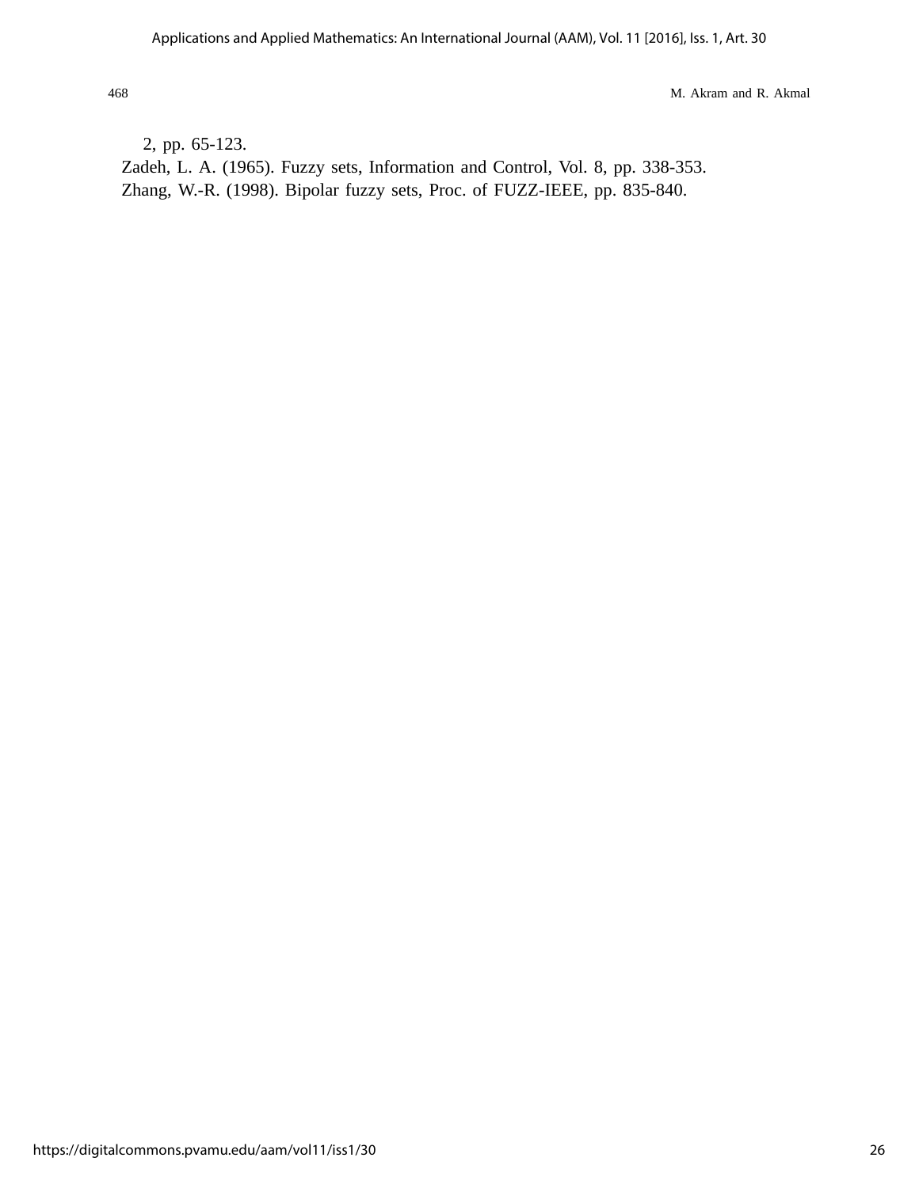2, pp. 65-123.

Zadeh, L. A. (1965). Fuzzy sets, Information and Control, Vol. 8, pp. 338-353.

Zhang, W.-R. (1998). Bipolar fuzzy sets, Proc. of FUZZ-IEEE, pp. 835-840.